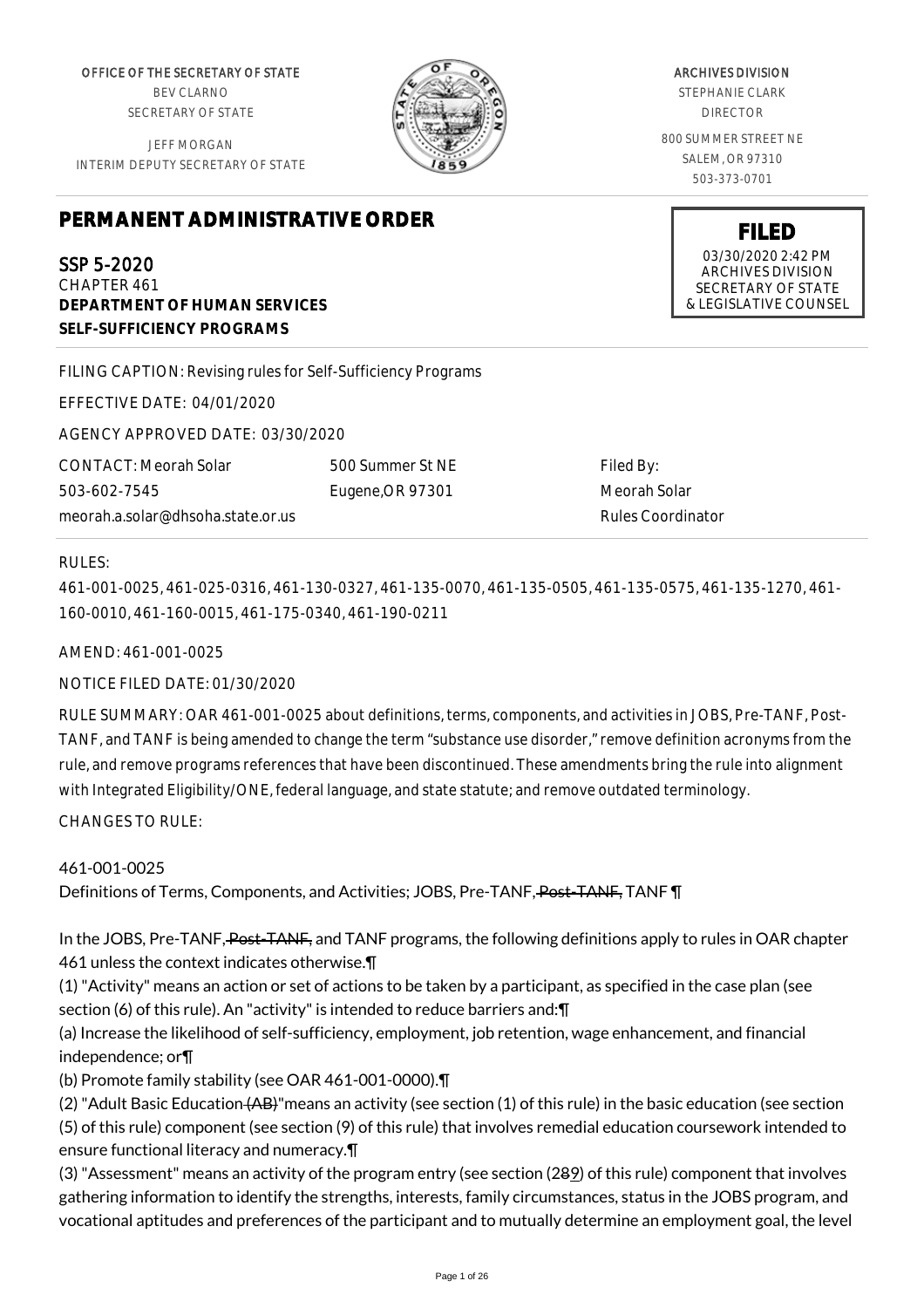OFFICE OF THE SECRETARY OF STATE
BEV CLARNO
SECRETARY OF STATE

JEFF MORGAN
INTERIM DEPUTY SECRETARY OF STATE

ARCHIVES DIVISION
STEPHANIE CLARK
DIRECTOR

800 SUMMER STREET NE
SALEM, OR 97310
503-373-0701

**FILED**
03/30/2020 2:42 PM
ARCHIVES DIVISION
SECRETARY OF STATE
& LEGISLATIVE COUNSEL

# PERMANENT ADMINISTRATIVE ORDER

SSP 5-2020
CHAPTER 461
**DEPARTMENT OF HUMAN SERVICES**
**SELF-SUFFICIENCY PROGRAMS**

FILING CAPTION: Revising rules for Self-Sufficiency Programs

EFFECTIVE DATE: 04/01/2020

AGENCY APPROVED DATE: 03/30/2020

CONTACT: Meorah Solar
503-602-7545
meorah.a.solar@dhsoha.state.or.us

500 Summer St NE
Eugene,OR 97301

Filed By:
Meorah Solar
Rules Coordinator

RULES:

461-001-0025, 461-025-0316, 461-130-0327, 461-135-0070, 461-135-0505, 461-135-0575, 461-135-1270, 461-160-0010, 461-160-0015, 461-175-0340, 461-190-0211

AMEND: 461-001-0025

NOTICE FILED DATE: 01/30/2020

RULE SUMMARY: OAR 461-001-0025 about definitions, terms, components, and activities in JOBS, Pre-TANF, Post-TANF, and TANF is being amended to change the term "substance use disorder," remove definition acronyms from the rule, and remove programs references that have been discontinued. These amendments bring the rule into alignment with Integrated Eligibility/ONE, federal language, and state statute; and remove outdated terminology.

CHANGES TO RULE:

461-001-0025
Definitions of Terms, Components, and Activities; JOBS, Pre-TANF, ~~Post-TANF,~~ TANF ¶

In the JOBS, Pre-TANF, ~~Post-TANF,~~ and TANF programs, the following definitions apply to rules in OAR chapter 461 unless the context indicates otherwise.¶
(1) "Activity" means an action or set of actions to be taken by a participant, as specified in the case plan (see section (6) of this rule). An "activity" is intended to reduce barriers and:¶
(a) Increase the likelihood of self-sufficiency, employment, job retention, wage enhancement, and financial independence; or¶
(b) Promote family stability (see OAR 461-001-0000).¶
(2) "Adult Basic Education ~~(AB)~~"means an activity (see section (1) of this rule) in the basic education (see section (5) of this rule) component (see section (9) of this rule) that involves remedial education coursework intended to ensure functional literacy and numeracy.¶
(3) "Assessment" means an activity of the program entry (see section (2~~8~~9) of this rule) component that involves gathering information to identify the strengths, interests, family circumstances, status in the JOBS program, and vocational aptitudes and preferences of the participant and to mutually determine an employment goal, the level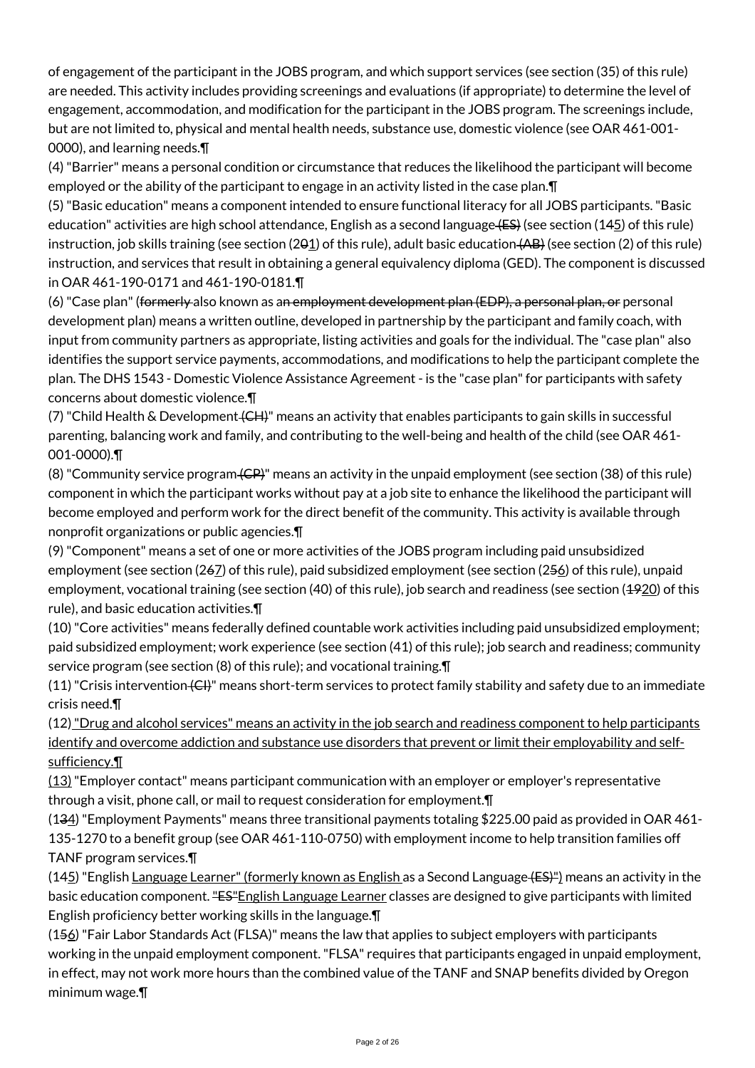of engagement of the participant in the JOBS program, and which support services (see section (35) of this rule) are needed. This activity includes providing screenings and evaluations (if appropriate) to determine the level of engagement, accommodation, and modification for the participant in the JOBS program. The screenings include, but are not limited to, physical and mental health needs, substance use, domestic violence (see OAR 461-001-0000), and learning needs.¶

(4) "Barrier" means a personal condition or circumstance that reduces the likelihood the participant will become employed or the ability of the participant to engage in an activity listed in the case plan.¶

(5) "Basic education" means a component intended to ensure functional literacy for all JOBS participants. "Basic education" activities are high school attendance, English as a second language~~ (ES)~~ (see section (1~~4~~<u>5</u>) of this rule) instruction, job skills training (see section (2~~0~~<u>1</u>) of this rule), adult basic education~~ (AB)~~ (see section (2) of this rule) instruction, and services that result in obtaining a general equivalency diploma (GED). The component is discussed in OAR 461-190-0171 and 461-190-0181.¶

(6) "Case plan" (~~formerly~~ also known as a~~n employment development plan (EDP), a personal plan, or~~ personal development plan) means a written outline, developed in partnership by the participant and family coach, with input from community partners as appropriate, listing activities and goals for the individual. The "case plan" also identifies the support service payments, accommodations, and modifications to help the participant complete the plan. The DHS 1543 - Domestic Violence Assistance Agreement - is the "case plan" for participants with safety concerns about domestic violence.¶

(7) "Child Health & Development~~ (CH)~~" means an activity that enables participants to gain skills in successful parenting, balancing work and family, and contributing to the well-being and health of the child (see OAR 461-001-0000).¶

(8) "Community service program~~ (CP)~~" means an activity in the unpaid employment (see section (38) of this rule) component in which the participant works without pay at a job site to enhance the likelihood the participant will become employed and perform work for the direct benefit of the community. This activity is available through nonprofit organizations or public agencies.¶

(9) "Component" means a set of one or more activities of the JOBS program including paid unsubsidized employment (see section (2~~6~~<u>7</u>) of this rule), paid subsidized employment (see section (2~~5~~<u>6</u>) of this rule), unpaid employment, vocational training (see section (40) of this rule), job search and readiness (see section (~~19~~<u>20</u>) of this rule), and basic education activities.¶

(10) "Core activities" means federally defined countable work activities including paid unsubsidized employment; paid subsidized employment; work experience (see section (41) of this rule); job search and readiness; community service program (see section (8) of this rule); and vocational training.¶

(11) "Crisis intervention~~ (CI)~~" means short-term services to protect family stability and safety due to an immediate crisis need.¶

(12)<u> "Drug and alcohol services" means an activity in the job search and readiness component to help participants identify and overcome addiction and substance use disorders that prevent or limit their employability and self-sufficiency.¶</u>

<u>(13)</u> "Employer contact" means participant communication with an employer or employer's representative through a visit, phone call, or mail to request consideration for employment.¶

(1~~3~~<u>4</u>) "Employment Payments" means three transitional payments totaling $225.00 paid as provided in OAR 461-135-1270 to a benefit group (see OAR 461-110-0750) with employment income to help transition families off TANF program services.¶

(1~~4~~<u>5</u>) "English <u>Language Learner" (formerly known as English </u>as a Second Language~~ (ES)~~<u>")</u> means an activity in the basic education component. ~~"ES"~~<u>English Language Learner</u> classes are designed to give participants with limited English proficiency better working skills in the language.¶

(1~~5~~<u>6</u>) "Fair Labor Standards Act (FLSA)" means the law that applies to subject employers with participants working in the unpaid employment component. "FLSA" requires that participants engaged in unpaid employment, in effect, may not work more hours than the combined value of the TANF and SNAP benefits divided by Oregon minimum wage.¶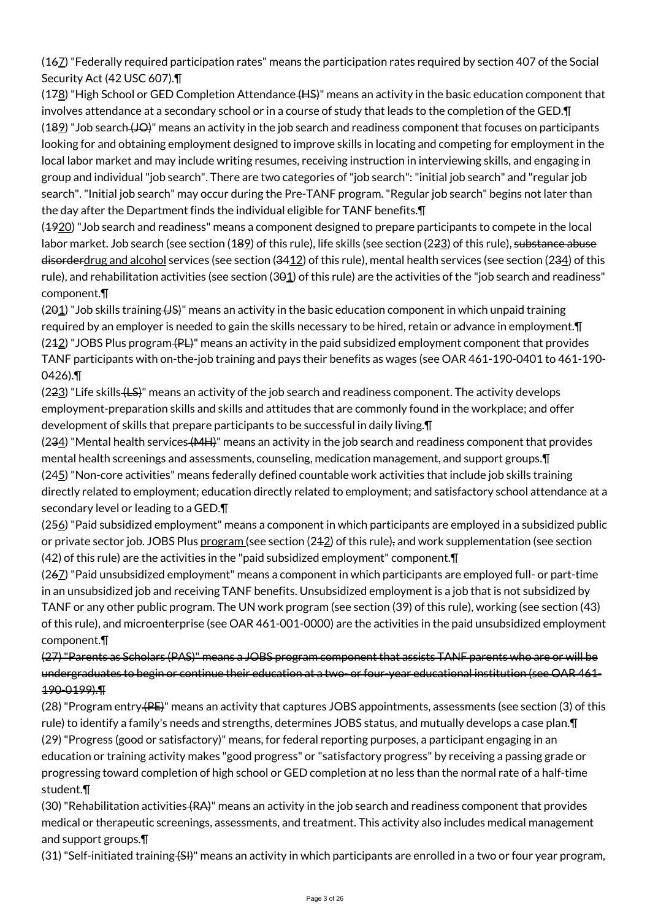(1~~6~~<u>7</u>) "Federally required participation rates" means the participation rates required by section 407 of the Social Security Act (42 USC 607).¶

(1~~7~~<u>8</u>) "High School or GED Completion Attendance~~ (HS)~~" means an activity in the basic education component that involves attendance at a secondary school or in a course of study that leads to the completion of the GED.¶

(1~~8~~<u>9</u>) "Job search~~ (JO)~~" means an activity in the job search and readiness component that focuses on participants looking for and obtaining employment designed to improve skills in locating and competing for employment in the local labor market and may include writing resumes, receiving instruction in interviewing skills, and engaging in group and individual "job search". There are two categories of "job search": "initial job search" and "regular job search". "Initial job search" may occur during the Pre-TANF program. "Regular job search" begins not later than the day after the Department finds the individual eligible for TANF benefits.¶

(~~19~~<u>20</u>) "Job search and readiness" means a component designed to prepare participants to compete in the local labor market. Job search (see section (1~~8~~<u>9</u>) of this rule), life skills (see section (2~~2~~<u>3</u>) of this rule), ~~substance abuse disorder~~<u>drug and alcohol</u> services (see section (~~34~~<u>12</u>) of this rule), mental health services (see section (2~~3~~<u>4</u>) of this rule), and rehabilitation activities (see section (3~~0~~<u>1</u>) of this rule) are the activities of the "job search and readiness" component.¶

(2~~0~~<u>1</u>) "Job skills training~~ (JS)~~" means an activity in the basic education component in which unpaid training required by an employer is needed to gain the skills necessary to be hired, retain or advance in employment.¶

(2~~1~~<u>2</u>) "JOBS Plus program~~ (PL)~~" means an activity in the paid subsidized employment component that provides TANF participants with on-the-job training and pays their benefits as wages (see OAR 461-190-0401 to 461-190-0426).¶

(2~~2~~<u>3</u>) "Life skills~~ (LS)~~" means an activity of the job search and readiness component. The activity develops employment-preparation skills and skills and attitudes that are commonly found in the workplace; and offer development of skills that prepare participants to be successful in daily living.¶

(2~~3~~<u>4</u>) "Mental health services~~ (MH)~~" means an activity in the job search and readiness component that provides mental health screenings and assessments, counseling, medication management, and support groups.¶

(2~~4~~<u>5</u>) "Non-core activities" means federally defined countable work activities that include job skills training directly related to employment; education directly related to employment; and satisfactory school attendance at a secondary level or leading to a GED.¶

(2~~5~~<u>6</u>) "Paid subsidized employment" means a component in which participants are employed in a subsidized public or private sector job. JOBS Plus <u>program </u>(see section (2~~1~~<u>2</u>) of this rule)~~,~~ and work supplementation (see section (42) of this rule) are the activities in the "paid subsidized employment" component.¶

(2~~6~~<u>7</u>) "Paid unsubsidized employment" means a component in which participants are employed full- or part-time in an unsubsidized job and receiving TANF benefits. Unsubsidized employment is a job that is not subsidized by TANF or any other public program. The UN work program (see section (39) of this rule), working (see section (43) of this rule), and microenterprise (see OAR 461-001-0000) are the activities in the paid unsubsidized employment component.¶

~~(27) "Parents as Scholars (PAS)" means a JOBS program component that assists TANF parents who are or will be undergraduates to begin or continue their education at a two- or four-year educational institution (see OAR 461-190-0199).¶~~

(28) "Program entry~~ (PE)~~" means an activity that captures JOBS appointments, assessments (see section (3) of this rule) to identify a family's needs and strengths, determines JOBS status, and mutually develops a case plan.¶

(29) "Progress (good or satisfactory)" means, for federal reporting purposes, a participant engaging in an education or training activity makes "good progress" or "satisfactory progress" by receiving a passing grade or progressing toward completion of high school or GED completion at no less than the normal rate of a half-time student.¶

(30) "Rehabilitation activities~~ (RA)~~" means an activity in the job search and readiness component that provides medical or therapeutic screenings, assessments, and treatment. This activity also includes medical management and support groups.¶

(31) "Self-initiated training~~ (SI)~~" means an activity in which participants are enrolled in a two or four year program,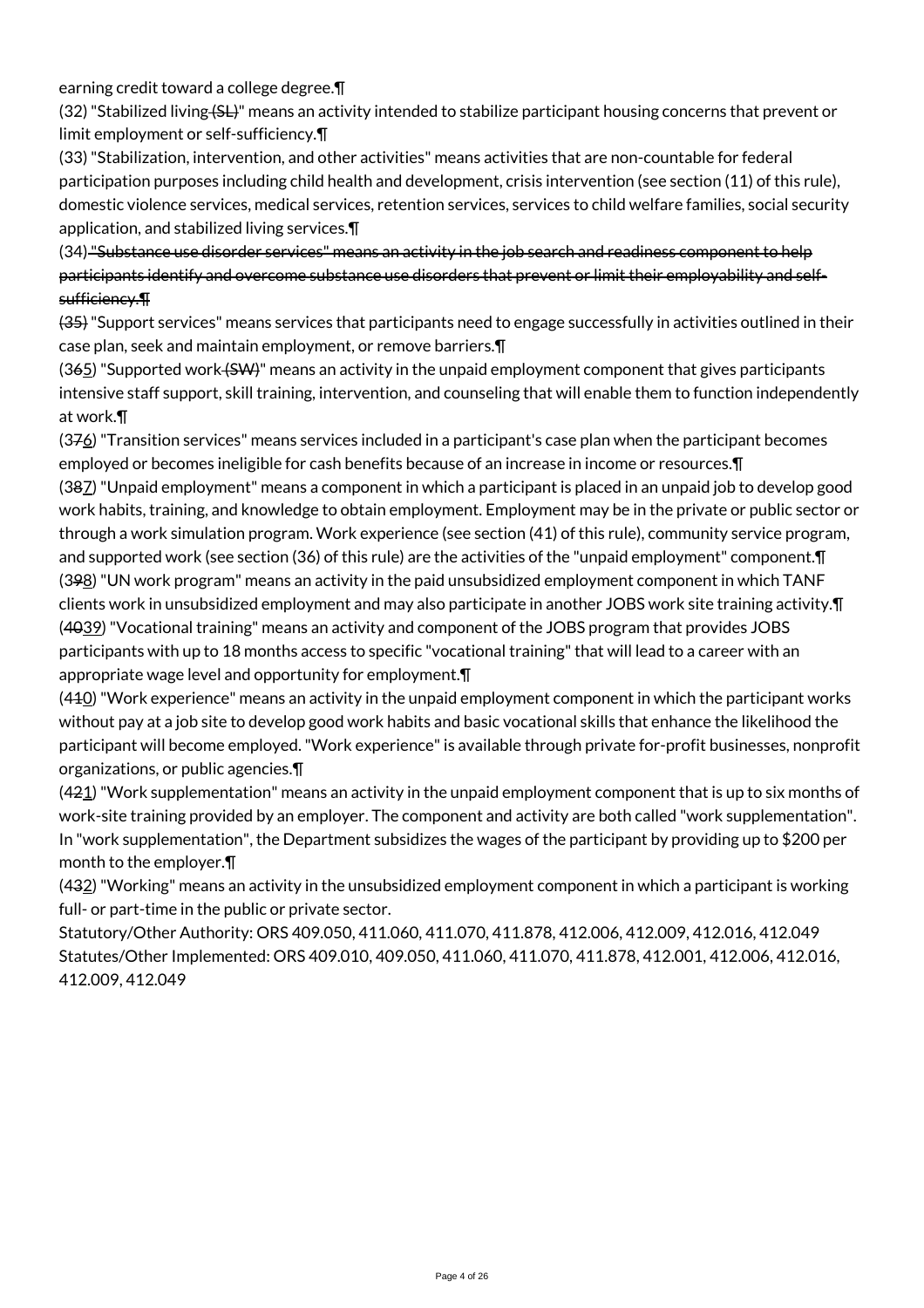earning credit toward a college degree.¶

(32) "Stabilized living ~~(SL)~~" means an activity intended to stabilize participant housing concerns that prevent or limit employment or self-sufficiency.¶

(33) "Stabilization, intervention, and other activities" means activities that are non-countable for federal participation purposes including child health and development, crisis intervention (see section (11) of this rule), domestic violence services, medical services, retention services, services to child welfare families, social security application, and stabilized living services.¶

(34) ~~"Substance use disorder services" means an activity in the job search and readiness component to help participants identify and overcome substance use disorders that prevent or limit their employability and self-sufficiency.¶~~

~~(35)~~ "Support services" means services that participants need to engage successfully in activities outlined in their case plan, seek and maintain employment, or remove barriers.¶

(3~~6~~5) "Supported work ~~(SW)~~" means an activity in the unpaid employment component that gives participants intensive staff support, skill training, intervention, and counseling that will enable them to function independently at work.¶

(3~~7~~6) "Transition services" means services included in a participant's case plan when the participant becomes employed or becomes ineligible for cash benefits because of an increase in income or resources.¶

(3~~8~~7) "Unpaid employment" means a component in which a participant is placed in an unpaid job to develop good work habits, training, and knowledge to obtain employment. Employment may be in the private or public sector or through a work simulation program. Work experience (see section (41) of this rule), community service program, and supported work (see section (36) of this rule) are the activities of the "unpaid employment" component.¶

(3~~9~~8) "UN work program" means an activity in the paid unsubsidized employment component in which TANF clients work in unsubsidized employment and may also participate in another JOBS work site training activity.¶

(~~40~~39) "Vocational training" means an activity and component of the JOBS program that provides JOBS participants with up to 18 months access to specific "vocational training" that will lead to a career with an appropriate wage level and opportunity for employment.¶

(4~~1~~0) "Work experience" means an activity in the unpaid employment component in which the participant works without pay at a job site to develop good work habits and basic vocational skills that enhance the likelihood the participant will become employed. "Work experience" is available through private for-profit businesses, nonprofit organizations, or public agencies.¶

(4~~2~~1) "Work supplementation" means an activity in the unpaid employment component that is up to six months of work-site training provided by an employer. The component and activity are both called "work supplementation". In "work supplementation", the Department subsidizes the wages of the participant by providing up to $200 per month to the employer.¶

(4~~3~~2) "Working" means an activity in the unsubsidized employment component in which a participant is working full- or part-time in the public or private sector.

Statutory/Other Authority: ORS 409.050, 411.060, 411.070, 411.878, 412.006, 412.009, 412.016, 412.049

Statutes/Other Implemented: ORS 409.010, 409.050, 411.060, 411.070, 411.878, 412.001, 412.006, 412.016, 412.009, 412.049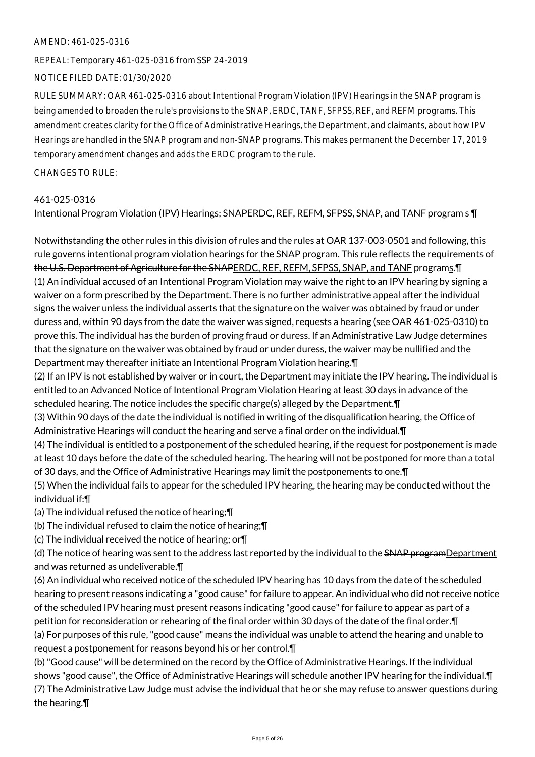AMEND: 461-025-0316

REPEAL: Temporary 461-025-0316 from SSP 24-2019

NOTICE FILED DATE: 01/30/2020

RULE SUMMARY: OAR 461-025-0316 about Intentional Program Violation (IPV) Hearings in the SNAP program is being amended to broaden the rule's provisions to the SNAP, ERDC, TANF, SFPSS, REF, and REFM programs. This amendment creates clarity for the Office of Administrative Hearings, the Department, and claimants, about how IPV Hearings are handled in the SNAP program and non-SNAP programs. This makes permanent the December 17, 2019 temporary amendment changes and adds the ERDC program to the rule.

CHANGES TO RULE:

461-025-0316

Intentional Program Violation (IPV) Hearings; ~~SNAP~~ERDC, REF, REFM, SFPSS, SNAP, and TANF program~~ ~~s ¶

Notwithstanding the other rules in this division of rules and the rules at OAR 137-003-0501 and following, this rule governs intentional program violation hearings for the ~~SNAP program. This rule reflects the requirements of the U.S. Department of Agriculture for the SNAP~~ERDC, REF, REFM, SFPSS, SNAP, and TANF programs.¶

(1) An individual accused of an Intentional Program Violation may waive the right to an IPV hearing by signing a waiver on a form prescribed by the Department. There is no further administrative appeal after the individual signs the waiver unless the individual asserts that the signature on the waiver was obtained by fraud or under duress and, within 90 days from the date the waiver was signed, requests a hearing (see OAR 461-025-0310) to prove this. The individual has the burden of proving fraud or duress. If an Administrative Law Judge determines that the signature on the waiver was obtained by fraud or under duress, the waiver may be nullified and the Department may thereafter initiate an Intentional Program Violation hearing.¶

(2) If an IPV is not established by waiver or in court, the Department may initiate the IPV hearing. The individual is entitled to an Advanced Notice of Intentional Program Violation Hearing at least 30 days in advance of the scheduled hearing. The notice includes the specific charge(s) alleged by the Department.¶

(3) Within 90 days of the date the individual is notified in writing of the disqualification hearing, the Office of Administrative Hearings will conduct the hearing and serve a final order on the individual.¶

(4) The individual is entitled to a postponement of the scheduled hearing, if the request for postponement is made at least 10 days before the date of the scheduled hearing. The hearing will not be postponed for more than a total of 30 days, and the Office of Administrative Hearings may limit the postponements to one.¶

(5) When the individual fails to appear for the scheduled IPV hearing, the hearing may be conducted without the individual if:¶

(a) The individual refused the notice of hearing;¶

(b) The individual refused to claim the notice of hearing;¶

(c) The individual received the notice of hearing; or¶

(d) The notice of hearing was sent to the address last reported by the individual to the ~~SNAP program~~Department and was returned as undeliverable.¶

(6) An individual who received notice of the scheduled IPV hearing has 10 days from the date of the scheduled hearing to present reasons indicating a "good cause" for failure to appear. An individual who did not receive notice of the scheduled IPV hearing must present reasons indicating "good cause" for failure to appear as part of a petition for reconsideration or rehearing of the final order within 30 days of the date of the final order.¶

(a) For purposes of this rule, "good cause" means the individual was unable to attend the hearing and unable to request a postponement for reasons beyond his or her control.¶

(b) "Good cause" will be determined on the record by the Office of Administrative Hearings. If the individual shows "good cause", the Office of Administrative Hearings will schedule another IPV hearing for the individual.¶

(7) The Administrative Law Judge must advise the individual that he or she may refuse to answer questions during the hearing.¶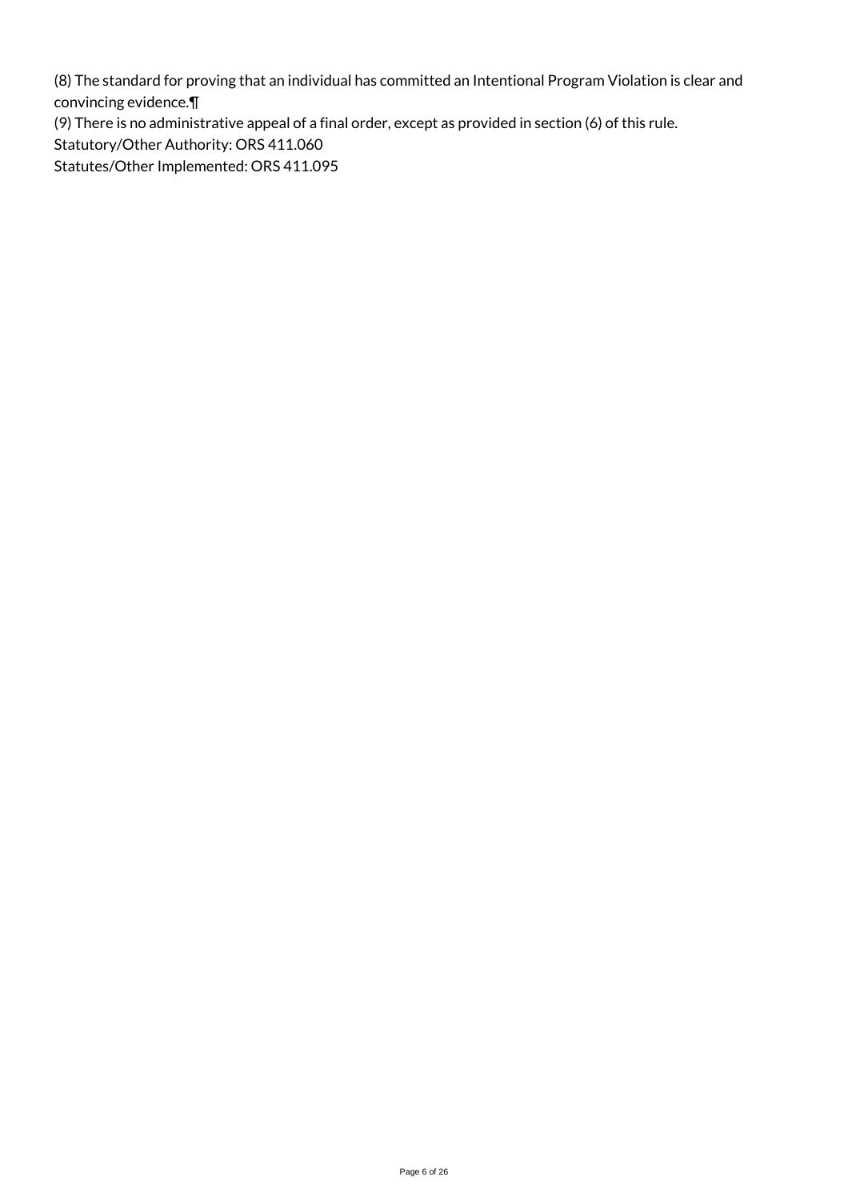(8) The standard for proving that an individual has committed an Intentional Program Violation is clear and convincing evidence.¶

(9) There is no administrative appeal of a final order, except as provided in section (6) of this rule.

Statutory/Other Authority: ORS 411.060

Statutes/Other Implemented: ORS 411.095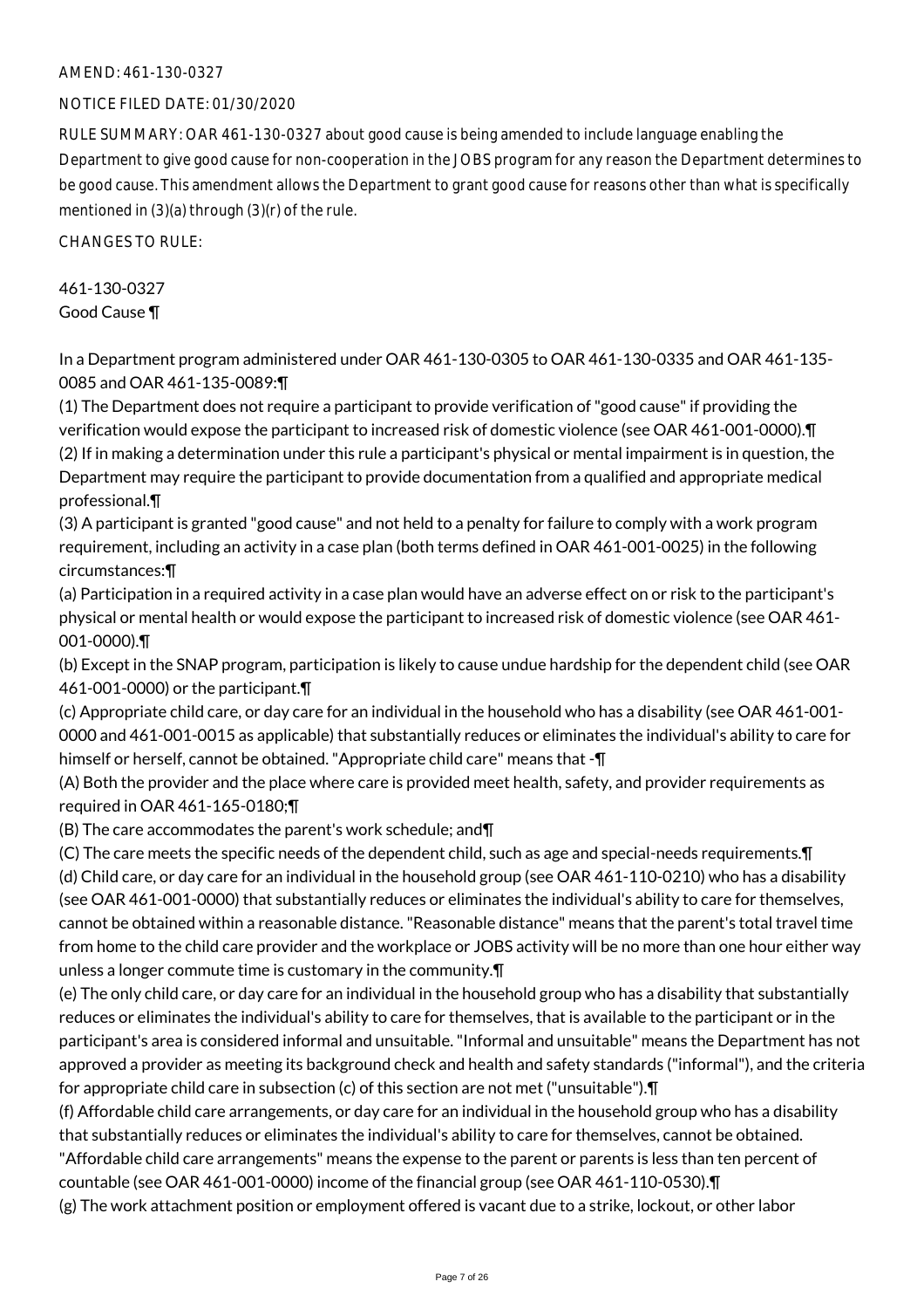AMEND: 461-130-0327

NOTICE FILED DATE: 01/30/2020

RULE SUMMARY: OAR 461-130-0327 about good cause is being amended to include language enabling the Department to give good cause for non-cooperation in the JOBS program for any reason the Department determines to be good cause. This amendment allows the Department to grant good cause for reasons other than what is specifically mentioned in (3)(a) through (3)(r) of the rule.

CHANGES TO RULE:

461-130-0327
Good Cause ¶

In a Department program administered under OAR 461-130-0305 to OAR 461-130-0335 and OAR 461-135-0085 and OAR 461-135-0089:¶

(1) The Department does not require a participant to provide verification of "good cause" if providing the verification would expose the participant to increased risk of domestic violence (see OAR 461-001-0000).¶

(2) If in making a determination under this rule a participant's physical or mental impairment is in question, the Department may require the participant to provide documentation from a qualified and appropriate medical professional.¶

(3) A participant is granted "good cause" and not held to a penalty for failure to comply with a work program requirement, including an activity in a case plan (both terms defined in OAR 461-001-0025) in the following circumstances:¶

(a) Participation in a required activity in a case plan would have an adverse effect on or risk to the participant's physical or mental health or would expose the participant to increased risk of domestic violence (see OAR 461-001-0000).¶

(b) Except in the SNAP program, participation is likely to cause undue hardship for the dependent child (see OAR 461-001-0000) or the participant.¶

(c) Appropriate child care, or day care for an individual in the household who has a disability (see OAR 461-001-0000 and 461-001-0015 as applicable) that substantially reduces or eliminates the individual's ability to care for himself or herself, cannot be obtained. "Appropriate child care" means that -¶

(A) Both the provider and the place where care is provided meet health, safety, and provider requirements as required in OAR 461-165-0180;¶

(B) The care accommodates the parent's work schedule; and¶

(C) The care meets the specific needs of the dependent child, such as age and special-needs requirements.¶

(d) Child care, or day care for an individual in the household group (see OAR 461-110-0210) who has a disability (see OAR 461-001-0000) that substantially reduces or eliminates the individual's ability to care for themselves, cannot be obtained within a reasonable distance. "Reasonable distance" means that the parent's total travel time from home to the child care provider and the workplace or JOBS activity will be no more than one hour either way unless a longer commute time is customary in the community.¶

(e) The only child care, or day care for an individual in the household group who has a disability that substantially reduces or eliminates the individual's ability to care for themselves, that is available to the participant or in the participant's area is considered informal and unsuitable. "Informal and unsuitable" means the Department has not approved a provider as meeting its background check and health and safety standards ("informal"), and the criteria for appropriate child care in subsection (c) of this section are not met ("unsuitable").¶

(f) Affordable child care arrangements, or day care for an individual in the household group who has a disability that substantially reduces or eliminates the individual's ability to care for themselves, cannot be obtained. "Affordable child care arrangements" means the expense to the parent or parents is less than ten percent of countable (see OAR 461-001-0000) income of the financial group (see OAR 461-110-0530).¶

(g) The work attachment position or employment offered is vacant due to a strike, lockout, or other labor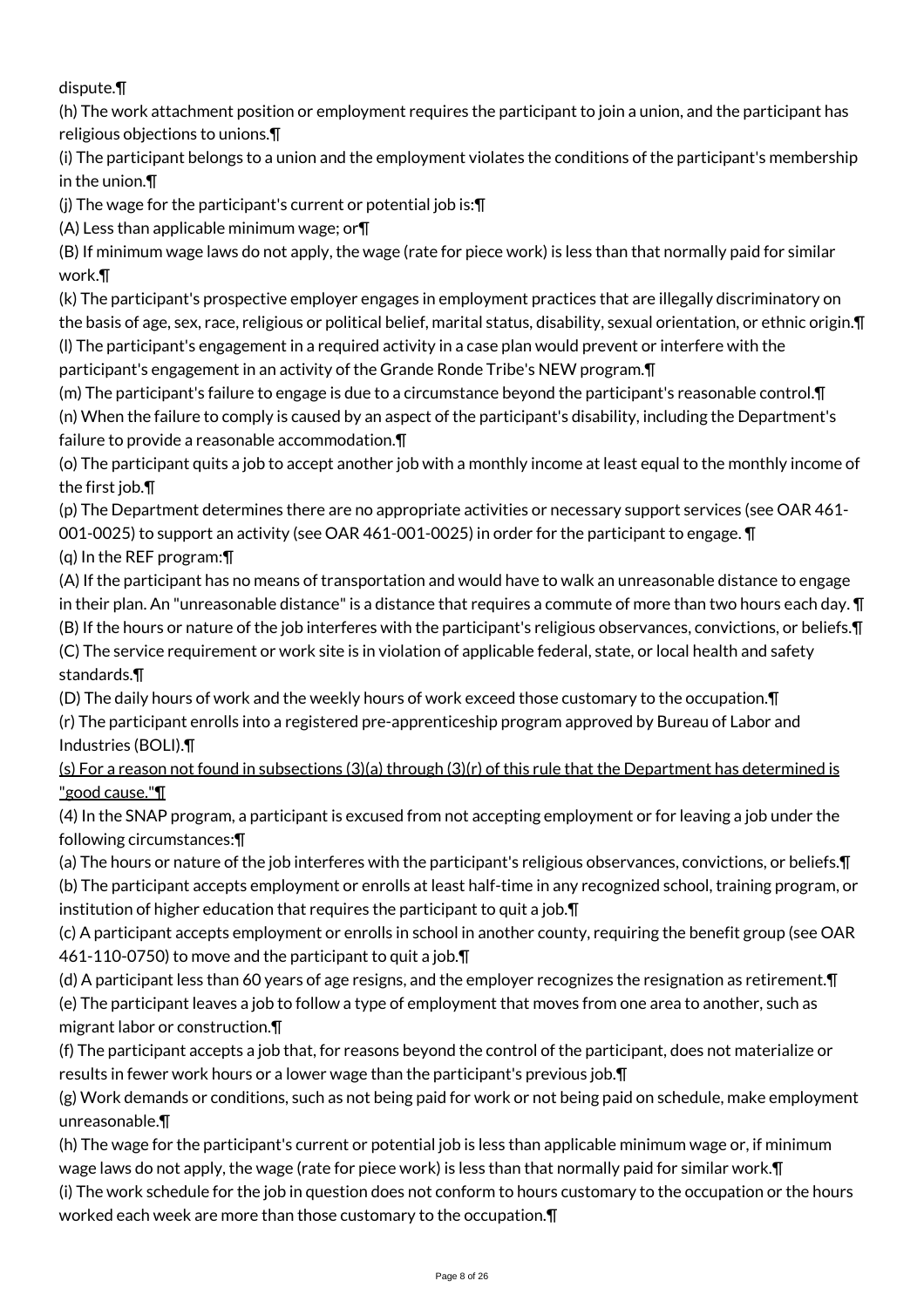dispute.¶

(h) The work attachment position or employment requires the participant to join a union, and the participant has religious objections to unions.¶

(i) The participant belongs to a union and the employment violates the conditions of the participant's membership in the union.¶

(j) The wage for the participant's current or potential job is:¶

(A) Less than applicable minimum wage; or¶

(B) If minimum wage laws do not apply, the wage (rate for piece work) is less than that normally paid for similar work.¶

(k) The participant's prospective employer engages in employment practices that are illegally discriminatory on the basis of age, sex, race, religious or political belief, marital status, disability, sexual orientation, or ethnic origin.¶

(l) The participant's engagement in a required activity in a case plan would prevent or interfere with the participant's engagement in an activity of the Grande Ronde Tribe's NEW program.¶

(m) The participant's failure to engage is due to a circumstance beyond the participant's reasonable control.¶

(n) When the failure to comply is caused by an aspect of the participant's disability, including the Department's failure to provide a reasonable accommodation.¶

(o) The participant quits a job to accept another job with a monthly income at least equal to the monthly income of the first job.¶

(p) The Department determines there are no appropriate activities or necessary support services (see OAR 461-001-0025) to support an activity (see OAR 461-001-0025) in order for the participant to engage. ¶

(q) In the REF program:¶

(A) If the participant has no means of transportation and would have to walk an unreasonable distance to engage in their plan. An "unreasonable distance" is a distance that requires a commute of more than two hours each day. ¶

(B) If the hours or nature of the job interferes with the participant's religious observances, convictions, or beliefs.¶

(C) The service requirement or work site is in violation of applicable federal, state, or local health and safety standards.¶

(D) The daily hours of work and the weekly hours of work exceed those customary to the occupation.¶

(r) The participant enrolls into a registered pre-apprenticeship program approved by Bureau of Labor and Industries (BOLI).¶

<u>(s) For a reason not found in subsections (3)(a) through (3)(r) of this rule that the Department has determined is "good cause."¶</u>

(4) In the SNAP program, a participant is excused from not accepting employment or for leaving a job under the following circumstances:¶

(a) The hours or nature of the job interferes with the participant's religious observances, convictions, or beliefs.¶

(b) The participant accepts employment or enrolls at least half-time in any recognized school, training program, or institution of higher education that requires the participant to quit a job.¶

(c) A participant accepts employment or enrolls in school in another county, requiring the benefit group (see OAR 461-110-0750) to move and the participant to quit a job.¶

(d) A participant less than 60 years of age resigns, and the employer recognizes the resignation as retirement.¶

(e) The participant leaves a job to follow a type of employment that moves from one area to another, such as migrant labor or construction.¶

(f) The participant accepts a job that, for reasons beyond the control of the participant, does not materialize or results in fewer work hours or a lower wage than the participant's previous job.¶

(g) Work demands or conditions, such as not being paid for work or not being paid on schedule, make employment unreasonable.¶

(h) The wage for the participant's current or potential job is less than applicable minimum wage or, if minimum wage laws do not apply, the wage (rate for piece work) is less than that normally paid for similar work.¶

(i) The work schedule for the job in question does not conform to hours customary to the occupation or the hours worked each week are more than those customary to the occupation.¶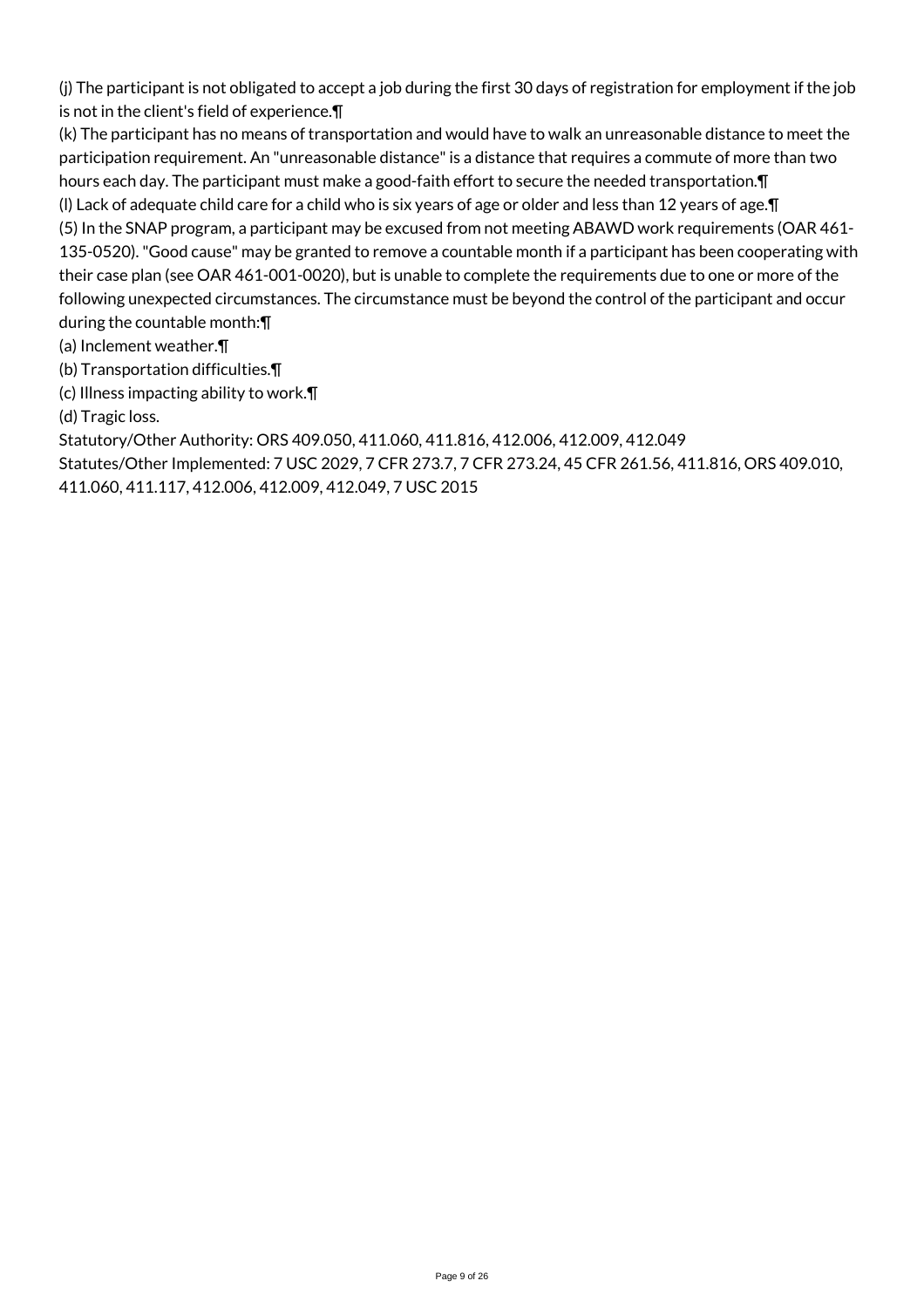(j) The participant is not obligated to accept a job during the first 30 days of registration for employment if the job is not in the client's field of experience.¶

(k) The participant has no means of transportation and would have to walk an unreasonable distance to meet the participation requirement. An "unreasonable distance" is a distance that requires a commute of more than two hours each day. The participant must make a good-faith effort to secure the needed transportation.¶

(l) Lack of adequate child care for a child who is six years of age or older and less than 12 years of age.¶

(5) In the SNAP program, a participant may be excused from not meeting ABAWD work requirements (OAR 461-135-0520). "Good cause" may be granted to remove a countable month if a participant has been cooperating with their case plan (see OAR 461-001-0020), but is unable to complete the requirements due to one or more of the following unexpected circumstances. The circumstance must be beyond the control of the participant and occur during the countable month:¶

(a) Inclement weather.¶

(b) Transportation difficulties.¶

(c) Illness impacting ability to work.¶

(d) Tragic loss.

Statutory/Other Authority: ORS 409.050, 411.060, 411.816, 412.006, 412.009, 412.049

Statutes/Other Implemented: 7 USC 2029, 7 CFR 273.7, 7 CFR 273.24, 45 CFR 261.56, 411.816, ORS 409.010, 411.060, 411.117, 412.006, 412.009, 412.049, 7 USC 2015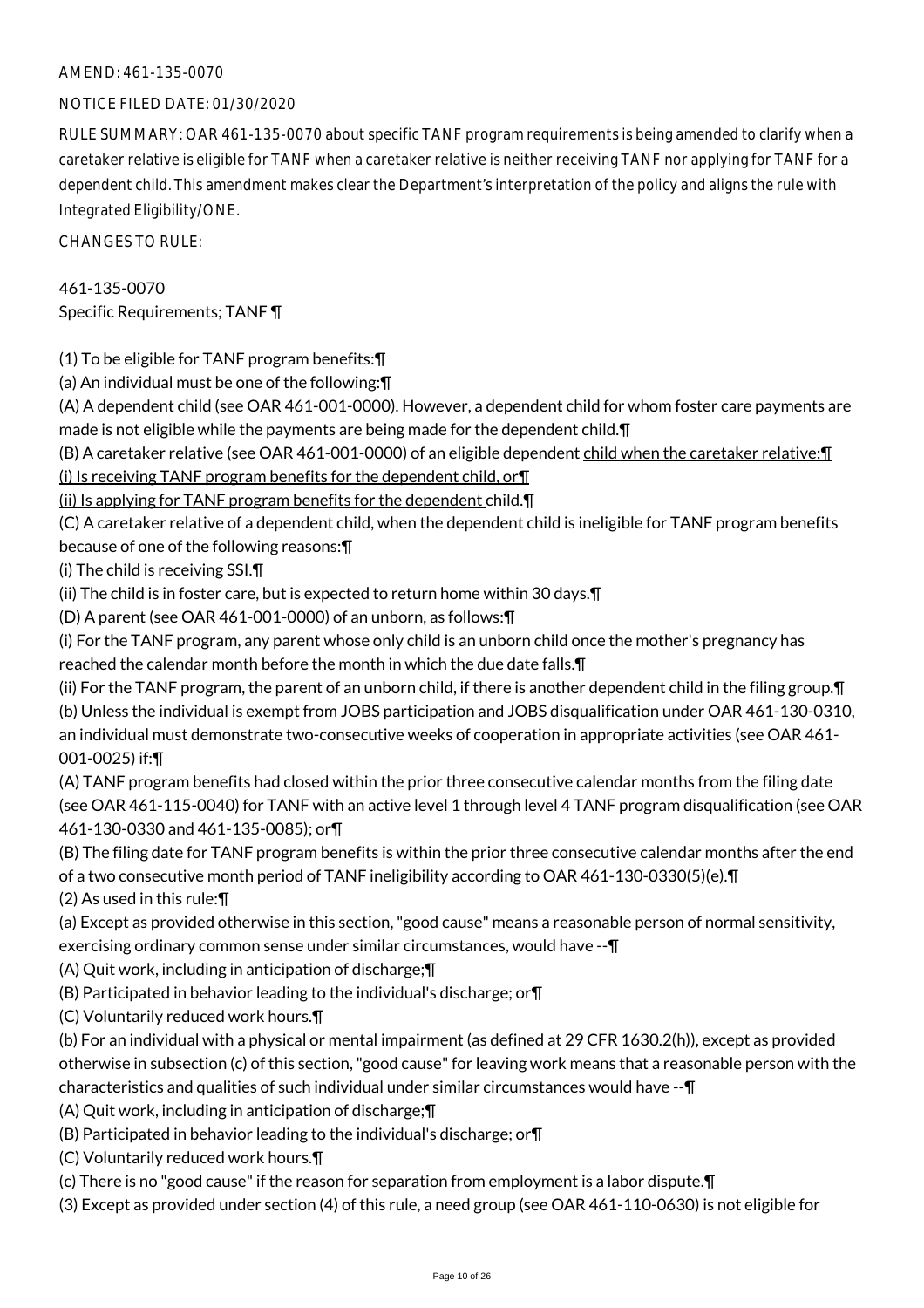AMEND: 461-135-0070

NOTICE FILED DATE: 01/30/2020

RULE SUMMARY: OAR 461-135-0070 about specific TANF program requirements is being amended to clarify when a caretaker relative is eligible for TANF when a caretaker relative is neither receiving TANF nor applying for TANF for a dependent child. This amendment makes clear the Department's interpretation of the policy and aligns the rule with Integrated Eligibility/ONE.

CHANGES TO RULE:

461-135-0070
Specific Requirements; TANF ¶

(1) To be eligible for TANF program benefits:¶
(a) An individual must be one of the following:¶
(A) A dependent child (see OAR 461-001-0000). However, a dependent child for whom foster care payments are made is not eligible while the payments are being made for the dependent child.¶
(B) A caretaker relative (see OAR 461-001-0000) of an eligible dependent <u>child when the caretaker relative:¶</u>
<u>(i) Is receiving TANF program benefits for the dependent child, or¶</u>
<u>(ii) Is applying for TANF program benefits for the dependent</u> child.¶
(C) A caretaker relative of a dependent child, when the dependent child is ineligible for TANF program benefits because of one of the following reasons:¶
(i) The child is receiving SSI.¶
(ii) The child is in foster care, but is expected to return home within 30 days.¶
(D) A parent (see OAR 461-001-0000) of an unborn, as follows:¶
(i) For the TANF program, any parent whose only child is an unborn child once the mother's pregnancy has reached the calendar month before the month in which the due date falls.¶
(ii) For the TANF program, the parent of an unborn child, if there is another dependent child in the filing group.¶
(b) Unless the individual is exempt from JOBS participation and JOBS disqualification under OAR 461-130-0310, an individual must demonstrate two-consecutive weeks of cooperation in appropriate activities (see OAR 461-001-0025) if:¶
(A) TANF program benefits had closed within the prior three consecutive calendar months from the filing date (see OAR 461-115-0040) for TANF with an active level 1 through level 4 TANF program disqualification (see OAR 461-130-0330 and 461-135-0085); or¶
(B) The filing date for TANF program benefits is within the prior three consecutive calendar months after the end of a two consecutive month period of TANF ineligibility according to OAR 461-130-0330(5)(e).¶
(2) As used in this rule:¶
(a) Except as provided otherwise in this section, "good cause" means a reasonable person of normal sensitivity, exercising ordinary common sense under similar circumstances, would have --¶
(A) Quit work, including in anticipation of discharge;¶
(B) Participated in behavior leading to the individual's discharge; or¶
(C) Voluntarily reduced work hours.¶
(b) For an individual with a physical or mental impairment (as defined at 29 CFR 1630.2(h)), except as provided otherwise in subsection (c) of this section, "good cause" for leaving work means that a reasonable person with the characteristics and qualities of such individual under similar circumstances would have --¶
(A) Quit work, including in anticipation of discharge;¶
(B) Participated in behavior leading to the individual's discharge; or¶
(C) Voluntarily reduced work hours.¶
(c) There is no "good cause" if the reason for separation from employment is a labor dispute.¶
(3) Except as provided under section (4) of this rule, a need group (see OAR 461-110-0630) is not eligible for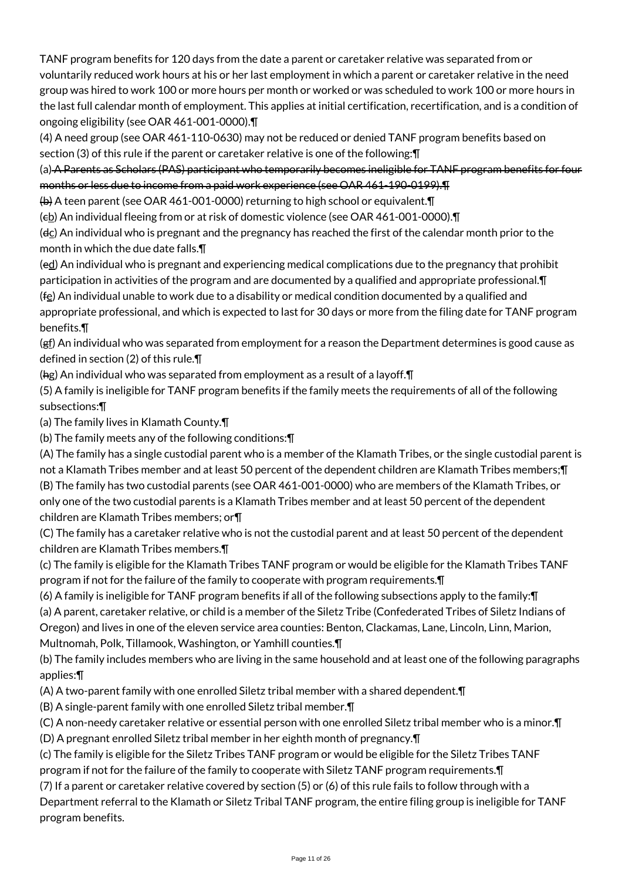TANF program benefits for 120 days from the date a parent or caretaker relative was separated from or voluntarily reduced work hours at his or her last employment in which a parent or caretaker relative in the need group was hired to work 100 or more hours per month or worked or was scheduled to work 100 or more hours in the last full calendar month of employment. This applies at initial certification, recertification, and is a condition of ongoing eligibility (see OAR 461-001-0000).¶

(4) A need group (see OAR 461-110-0630) may not be reduced or denied TANF program benefits based on section (3) of this rule if the parent or caretaker relative is one of the following:¶

(a) ~~A Parents as Scholars (PAS) participant who temporarily becomes ineligible for TANF program benefits for four months or less due to income from a paid work experience (see OAR 461-190-0199).¶~~

~~(b)~~ A teen parent (see OAR 461-001-0000) returning to high school or equivalent.¶

(~~c~~b) An individual fleeing from or at risk of domestic violence (see OAR 461-001-0000).¶

(~~d~~c) An individual who is pregnant and the pregnancy has reached the first of the calendar month prior to the month in which the due date falls.¶

(~~e~~d) An individual who is pregnant and experiencing medical complications due to the pregnancy that prohibit participation in activities of the program and are documented by a qualified and appropriate professional.¶

(~~f~~e) An individual unable to work due to a disability or medical condition documented by a qualified and appropriate professional, and which is expected to last for 30 days or more from the filing date for TANF program benefits.¶

(~~g~~f) An individual who was separated from employment for a reason the Department determines is good cause as defined in section (2) of this rule.¶

(~~h~~g) An individual who was separated from employment as a result of a layoff.¶

(5) A family is ineligible for TANF program benefits if the family meets the requirements of all of the following subsections:¶

(a) The family lives in Klamath County.¶

(b) The family meets any of the following conditions:¶

(A) The family has a single custodial parent who is a member of the Klamath Tribes, or the single custodial parent is not a Klamath Tribes member and at least 50 percent of the dependent children are Klamath Tribes members;¶

(B) The family has two custodial parents (see OAR 461-001-0000) who are members of the Klamath Tribes, or only one of the two custodial parents is a Klamath Tribes member and at least 50 percent of the dependent children are Klamath Tribes members; or¶

(C) The family has a caretaker relative who is not the custodial parent and at least 50 percent of the dependent children are Klamath Tribes members.¶

(c) The family is eligible for the Klamath Tribes TANF program or would be eligible for the Klamath Tribes TANF program if not for the failure of the family to cooperate with program requirements.¶

(6) A family is ineligible for TANF program benefits if all of the following subsections apply to the family:¶

(a) A parent, caretaker relative, or child is a member of the Siletz Tribe (Confederated Tribes of Siletz Indians of Oregon) and lives in one of the eleven service area counties: Benton, Clackamas, Lane, Lincoln, Linn, Marion, Multnomah, Polk, Tillamook, Washington, or Yamhill counties.¶

(b) The family includes members who are living in the same household and at least one of the following paragraphs applies:¶

(A) A two-parent family with one enrolled Siletz tribal member with a shared dependent.¶

(B) A single-parent family with one enrolled Siletz tribal member.¶

(C) A non-needy caretaker relative or essential person with one enrolled Siletz tribal member who is a minor.¶

(D) A pregnant enrolled Siletz tribal member in her eighth month of pregnancy.¶

(c) The family is eligible for the Siletz Tribes TANF program or would be eligible for the Siletz Tribes TANF program if not for the failure of the family to cooperate with Siletz TANF program requirements.¶

(7) If a parent or caretaker relative covered by section (5) or (6) of this rule fails to follow through with a Department referral to the Klamath or Siletz Tribal TANF program, the entire filing group is ineligible for TANF program benefits.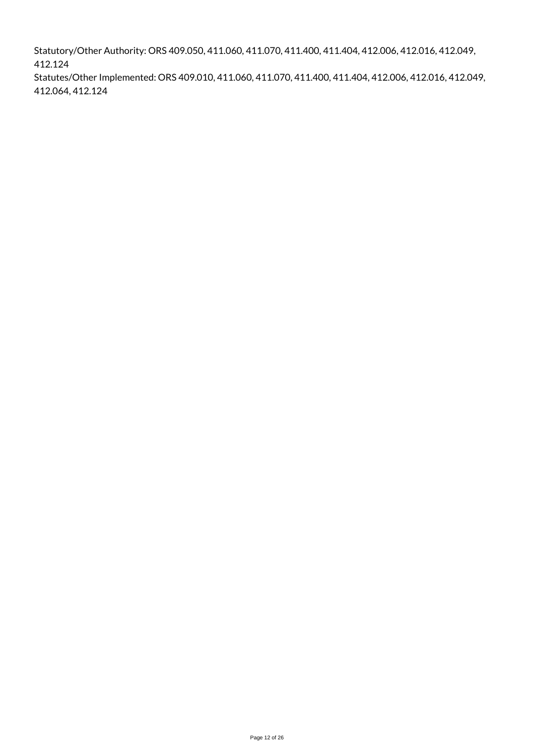Statutory/Other Authority: ORS 409.050, 411.060, 411.070, 411.400, 411.404, 412.006, 412.016, 412.049, 412.124

Statutes/Other Implemented: ORS 409.010, 411.060, 411.070, 411.400, 411.404, 412.006, 412.016, 412.049, 412.064, 412.124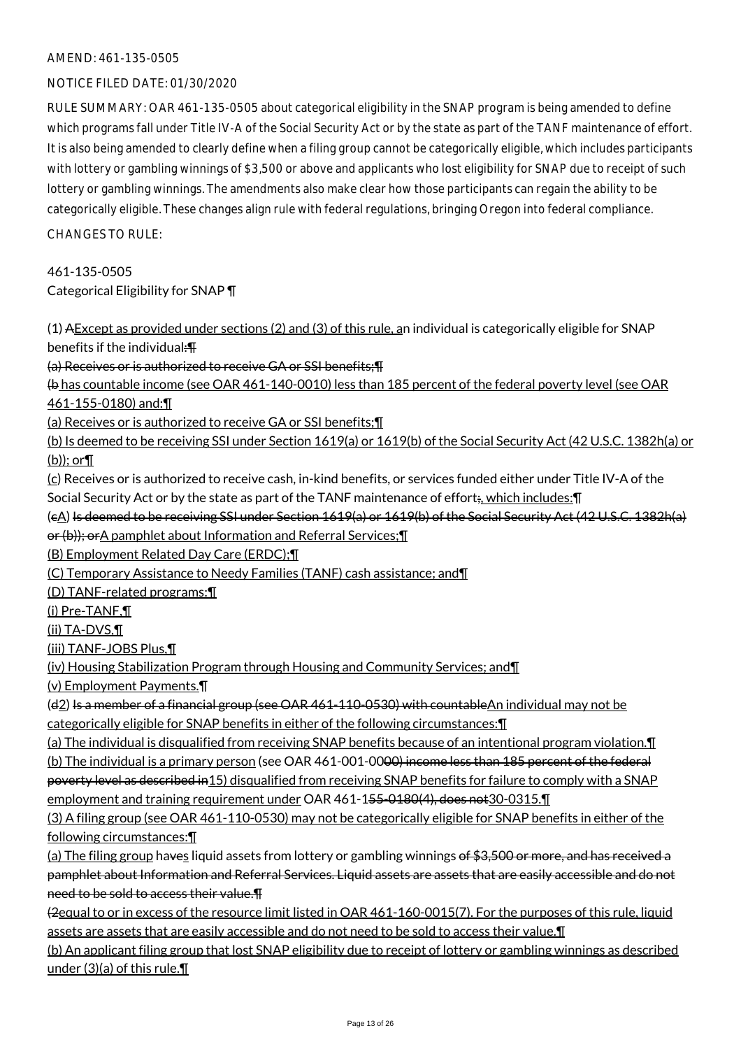AMEND: 461-135-0505

NOTICE FILED DATE: 01/30/2020

RULE SUMMARY: OAR 461-135-0505 about categorical eligibility in the SNAP program is being amended to define which programs fall under Title IV-A of the Social Security Act or by the state as part of the TANF maintenance of effort. It is also being amended to clearly define when a filing group cannot be categorically eligible, which includes participants with lottery or gambling winnings of $3,500 or above and applicants who lost eligibility for SNAP due to receipt of such lottery or gambling winnings. The amendments also make clear how those participants can regain the ability to be categorically eligible. These changes align rule with federal regulations, bringing Oregon into federal compliance.

CHANGES TO RULE:

461-135-0505
Categorical Eligibility for SNAP ¶

(1) ~~A~~<u>Except as provided under sections (2) and (3) of this rule, a</u>n individual is categorically eligible for SNAP benefits if the individual~~:¶~~
~~(a) Receives or is authorized to receive GA or SSI benefits;¶~~
~~(b~~<u> has countable income (see OAR 461-140-0010) less than 185 percent of the federal poverty level (see OAR 461-155-0180) and:¶</u>
<u>(a) Receives or is authorized to receive GA or SSI benefits;¶</u>
<u>(b) Is deemed to be receiving SSI under Section 1619(a) or 1619(b) of the Social Security Act (42 U.S.C. 1382h(a) or (b)); or¶</u>
<u>(c</u>) Receives or is authorized to receive cash, in-kind benefits, or services funded either under Title IV-A of the Social Security Act or by the state as part of the TANF maintenance of effort~~;~~<u>, which includes:</u>¶
(~~c~~<u>A</u>) ~~Is deemed to be receiving SSI under Section 1619(a) or 1619(b) of the Social Security Act (42 U.S.C. 1382h(a) or (b)); or~~<u>A pamphlet about Information and Referral Services;¶</u>
<u>(B) Employment Related Day Care (ERDC);¶</u>
<u>(C) Temporary Assistance to Needy Families (TANF) cash assistance; and¶</u>
<u>(D) TANF-related programs:¶</u>
<u>(i) Pre-TANF,¶</u>
<u>(ii) TA-DVS,¶</u>
<u>(iii) TANF-JOBS Plus,¶</u>
<u>(iv) Housing Stabilization Program through Housing and Community Services; and¶</u>
<u>(v) Employment Payments.</u>¶
(~~d~~<u>2</u>) ~~Is a member of a financial group (see OAR 461-110-0530) with countable~~<u>An individual may not be categorically eligible for SNAP benefits in either of the following circumstances:¶</u>
<u>(a) The individual is disqualified from receiving SNAP benefits because of an intentional program violation.¶</u>
<u>(b) The individual is a primary person</u> (see OAR 461-001-00~~00) income less than 185 percent of the federal poverty level as described in~~<u>15) disqualified from receiving SNAP benefits for failure to comply with a SNAP employment and training requirement under</u> OAR 461-1~~55-0180(4), does not~~<u>30-0315.¶</u>
<u>(3) A filing group (see OAR 461-110-0530) may not be categorically eligible for SNAP benefits in either of the following circumstances:¶</u>
<u>(a) The filing group</u> have<u>s</u> liquid assets from lottery or gambling winnings ~~of $3,500 or more, and has received a pamphlet about Information and Referral Services. Liquid assets are assets that are easily accessible and do not need to be sold to access their value.¶~~
~~(2~~<u>equal to or in excess of the resource limit listed in OAR 461-160-0015(7). For the purposes of this rule, liquid assets are assets that are easily accessible and do not need to be sold to access their value.¶</u>
<u>(b) An applicant filing group that lost SNAP eligibility due to receipt of lottery or gambling winnings as described under (3)(a) of this rule.¶</u>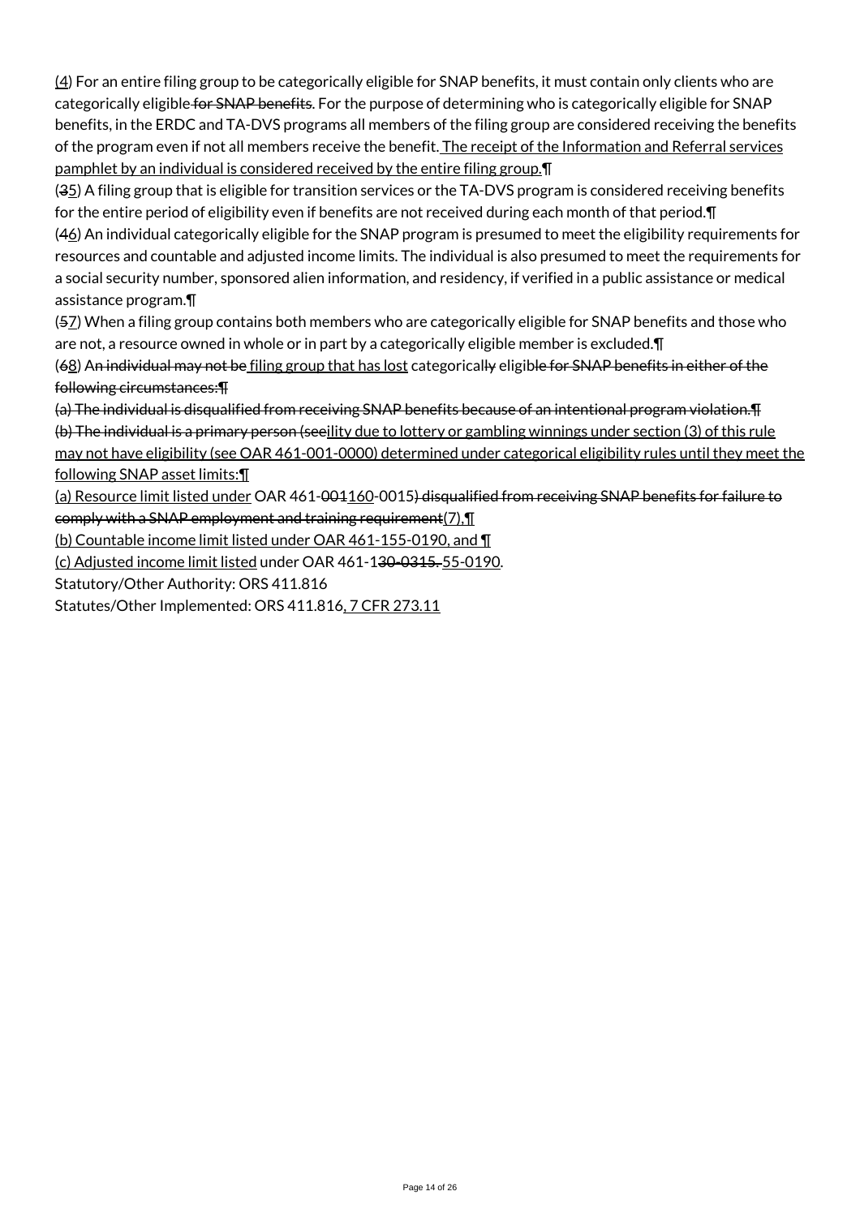(4) For an entire filing group to be categorically eligible for SNAP benefits, it must contain only clients who are categorically eligible for SNAP benefits. For the purpose of determining who is categorically eligible for SNAP benefits, in the ERDC and TA-DVS programs all members of the filing group are considered receiving the benefits of the program even if not all members receive the benefit. The receipt of the Information and Referral services pamphlet by an individual is considered received by the entire filing group.¶

(35) A filing group that is eligible for transition services or the TA-DVS program is considered receiving benefits for the entire period of eligibility even if benefits are not received during each month of that period.¶

(46) An individual categorically eligible for the SNAP program is presumed to meet the eligibility requirements for resources and countable and adjusted income limits. The individual is also presumed to meet the requirements for a social security number, sponsored alien information, and residency, if verified in a public assistance or medical assistance program.¶

(57) When a filing group contains both members who are categorically eligible for SNAP benefits and those who are not, a resource owned in whole or in part by a categorically eligible member is excluded.¶

(68) An individual may not be filing group that has lost categorically eligible for SNAP benefits in either of the following circumstances:¶

(a) The individual is disqualified from receiving SNAP benefits because of an intentional program violation.¶

(b) The individual is a primary person (seeility due to lottery or gambling winnings under section (3) of this rule may not have eligibility (see OAR 461-001-0000) determined under categorical eligibility rules until they meet the following SNAP asset limits:¶

(a) Resource limit listed under OAR 461-001160-0015) disqualified from receiving SNAP benefits for failure to comply with a SNAP employment and training requirement(7),¶

(b) Countable income limit listed under OAR 461-155-0190, and ¶

(c) Adjusted income limit listed under OAR 461-130-0315. 55-0190.

Statutory/Other Authority: ORS 411.816

Statutes/Other Implemented: ORS 411.816, 7 CFR 273.11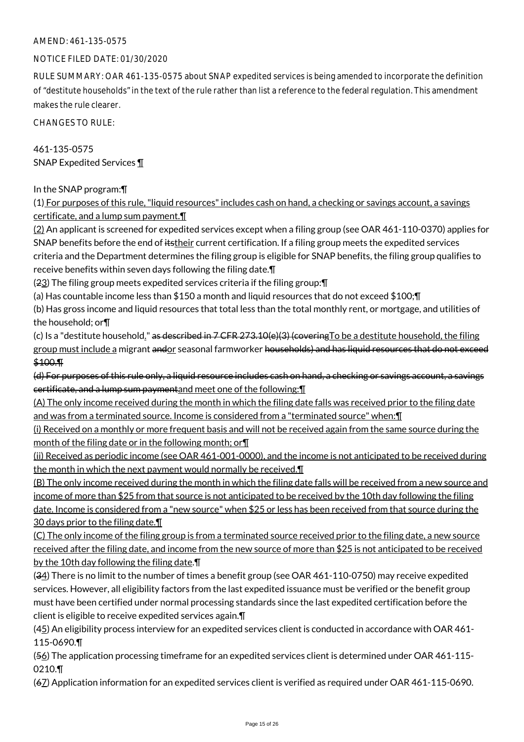AMEND: 461-135-0575

NOTICE FILED DATE: 01/30/2020

RULE SUMMARY: OAR 461-135-0575 about SNAP expedited services is being amended to incorporate the definition of "destitute households" in the text of the rule rather than list a reference to the federal regulation. This amendment makes the rule clearer.

CHANGES TO RULE:

461-135-0575
SNAP Expedited Services ¶

In the SNAP program:¶

(1) For purposes of this rule, "liquid resources" includes cash on hand, a checking or savings account, a savings certificate, and a lump sum payment.¶

(2) An applicant is screened for expedited services except when a filing group (see OAR 461-110-0370) applies for SNAP benefits before the end of ~~its~~their current certification. If a filing group meets the expedited services criteria and the Department determines the filing group is eligible for SNAP benefits, the filing group qualifies to receive benefits within seven days following the filing date.¶

(~~2~~3) The filing group meets expedited services criteria if the filing group:¶

(a) Has countable income less than $150 a month and liquid resources that do not exceed $100;¶

(b) Has gross income and liquid resources that total less than the total monthly rent, or mortgage, and utilities of the household; or¶

(c) Is a "destitute household." ~~as described in 7 CFR 273.10(e)(3) (covering~~To be a destitute household, the filing group must include a migrant ~~and~~or seasonal farmworker ~~households) and has liquid resources that do not exceed $100.¶~~

~~(d) For purposes of this rule only, a liquid resource includes cash on hand, a checking or savings account, a savings certificate, and a lump sum payment~~and meet one of the following:¶

(A) The only income received during the month in which the filing date falls was received prior to the filing date and was from a terminated source. Income is considered from a "terminated source" when:¶

(i) Received on a monthly or more frequent basis and will not be received again from the same source during the month of the filing date or in the following month; or¶

(ii) Received as periodic income (see OAR 461-001-0000), and the income is not anticipated to be received during the month in which the next payment would normally be received.¶

(B) The only income received during the month in which the filing date falls will be received from a new source and income of more than $25 from that source is not anticipated to be received by the 10th day following the filing date. Income is considered from a "new source" when $25 or less has been received from that source during the 30 days prior to the filing date.¶

(C) The only income of the filing group is from a terminated source received prior to the filing date, a new source received after the filing date, and income from the new source of more than $25 is not anticipated to be received by the 10th day following the filing date.¶

(~~3~~4) There is no limit to the number of times a benefit group (see OAR 461-110-0750) may receive expedited services. However, all eligibility factors from the last expedited issuance must be verified or the benefit group must have been certified under normal processing standards since the last expedited certification before the client is eligible to receive expedited services again.¶

(~~4~~5) An eligibility process interview for an expedited services client is conducted in accordance with OAR 461-115-0690.¶

(~~5~~6) The application processing timeframe for an expedited services client is determined under OAR 461-115-0210.¶

(~~6~~7) Application information for an expedited services client is verified as required under OAR 461-115-0690.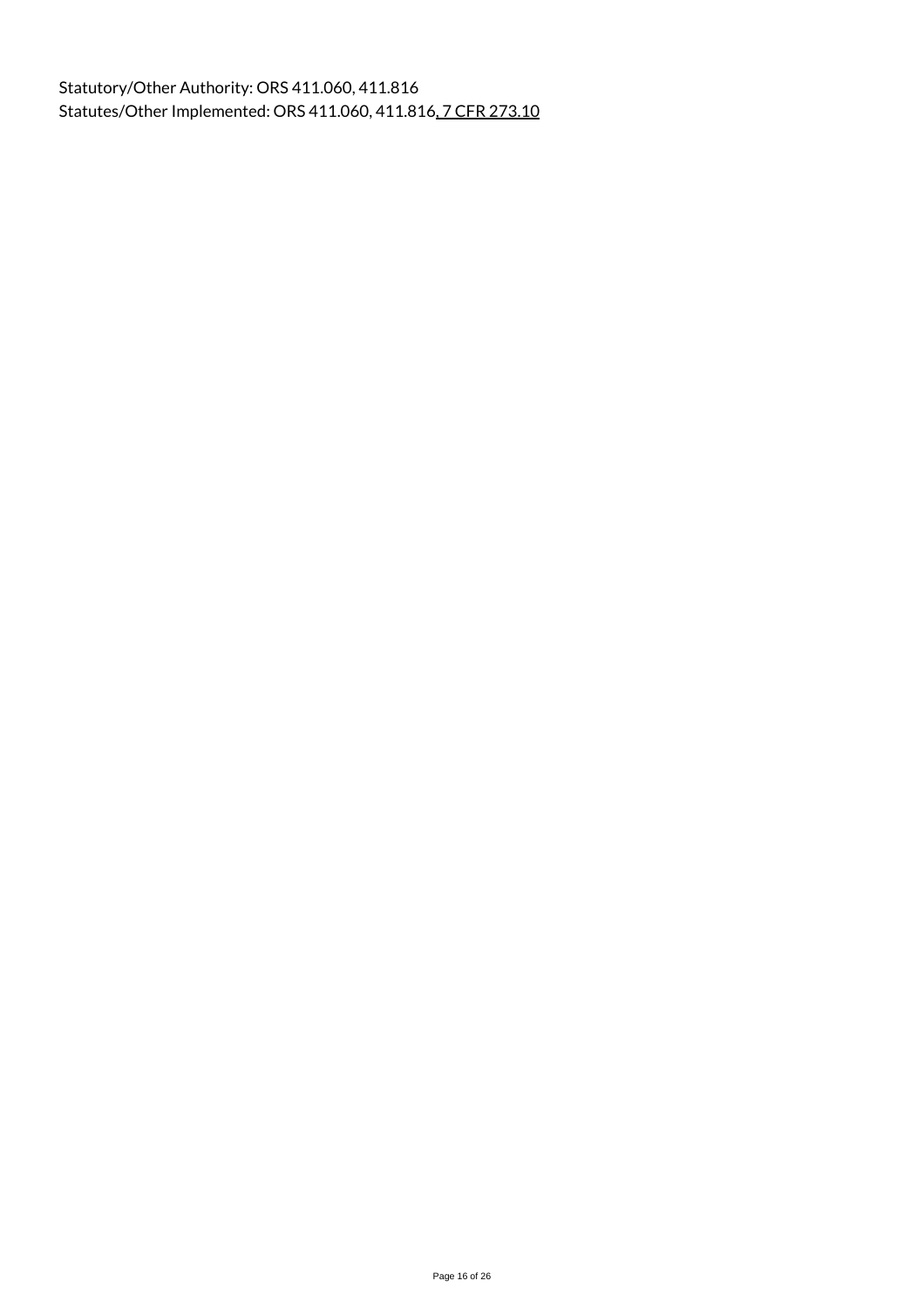Statutory/Other Authority: ORS 411.060, 411.816
Statutes/Other Implemented: ORS 411.060, 411.816, 7 CFR 273.10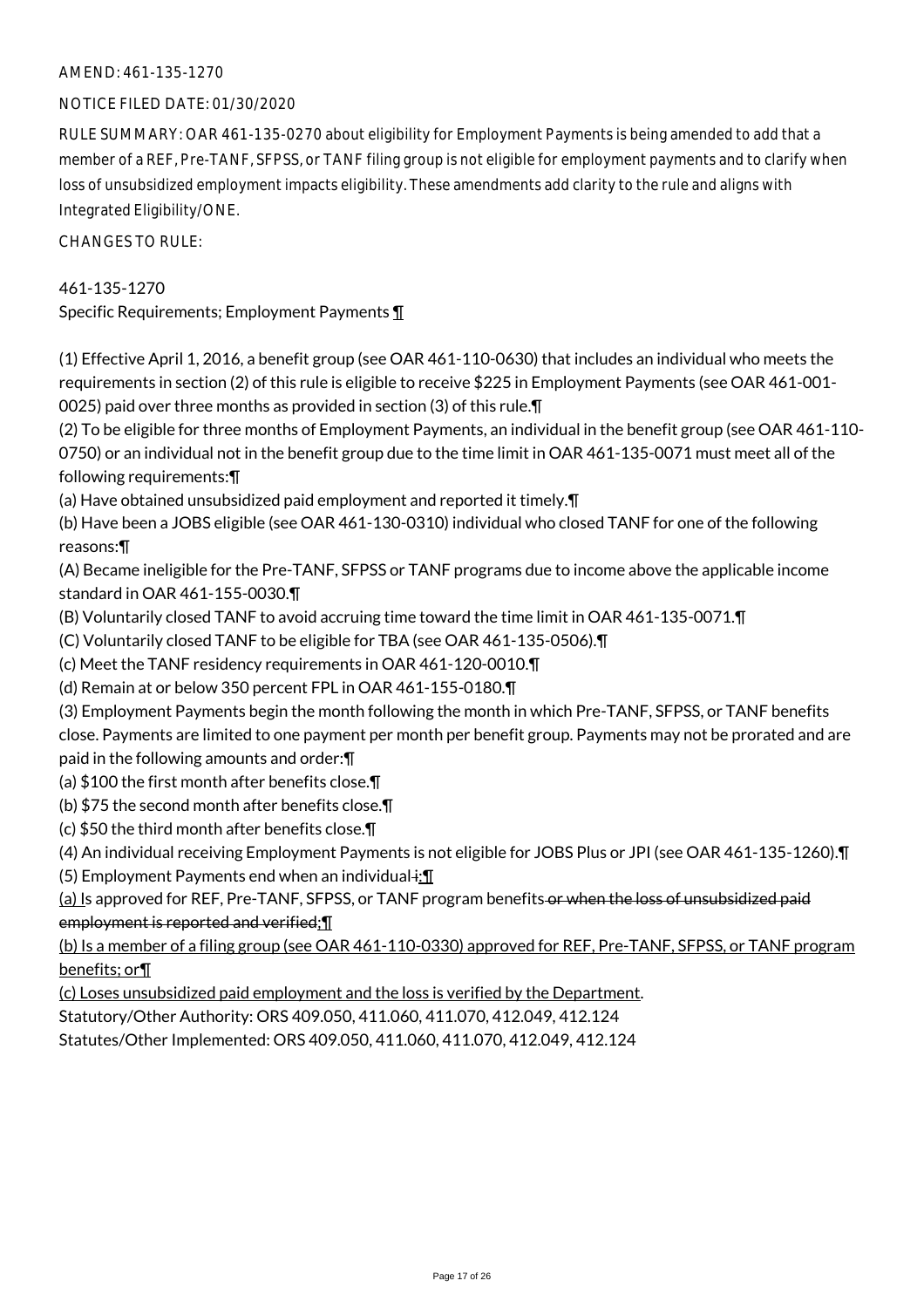AMEND: 461-135-1270

NOTICE FILED DATE: 01/30/2020

RULE SUMMARY: OAR 461-135-0270 about eligibility for Employment Payments is being amended to add that a member of a REF, Pre-TANF, SFPSS, or TANF filing group is not eligible for employment payments and to clarify when loss of unsubsidized employment impacts eligibility. These amendments add clarity to the rule and aligns with Integrated Eligibility/ONE.

CHANGES TO RULE:

461-135-1270
Specific Requirements; Employment Payments ¶

(1) Effective April 1, 2016, a benefit group (see OAR 461-110-0630) that includes an individual who meets the requirements in section (2) of this rule is eligible to receive $225 in Employment Payments (see OAR 461-001-0025) paid over three months as provided in section (3) of this rule.¶
(2) To be eligible for three months of Employment Payments, an individual in the benefit group (see OAR 461-110-0750) or an individual not in the benefit group due to the time limit in OAR 461-135-0071 must meet all of the following requirements:¶
(a) Have obtained unsubsidized paid employment and reported it timely.¶
(b) Have been a JOBS eligible (see OAR 461-130-0310) individual who closed TANF for one of the following reasons:¶
(A) Became ineligible for the Pre-TANF, SFPSS or TANF programs due to income above the applicable income standard in OAR 461-155-0030.¶
(B) Voluntarily closed TANF to avoid accruing time toward the time limit in OAR 461-135-0071.¶
(C) Voluntarily closed TANF to be eligible for TBA (see OAR 461-135-0506).¶
(c) Meet the TANF residency requirements in OAR 461-120-0010.¶
(d) Remain at or below 350 percent FPL in OAR 461-155-0180.¶
(3) Employment Payments begin the month following the month in which Pre-TANF, SFPSS, or TANF benefits close. Payments are limited to one payment per month per benefit group. Payments may not be prorated and are paid in the following amounts and order:¶
(a) $100 the first month after benefits close.¶
(b) $75 the second month after benefits close.¶
(c) $50 the third month after benefits close.¶
(4) An individual receiving Employment Payments is not eligible for JOBS Plus or JPI (see OAR 461-135-1260).¶
(5) Employment Payments end when an individual ~~i~~<u>:¶</u>
<u>(a) I</u>s approved for REF, Pre-TANF, SFPSS, or TANF program benefits ~~or when the loss of unsubsidized paid employment is reported and verified~~<u>;¶</u>
<u>(b) Is a member of a filing group (see OAR 461-110-0330) approved for REF, Pre-TANF, SFPSS, or TANF program benefits; or¶</u>
<u>(c) Loses unsubsidized paid employment and the loss is verified by the Department</u>.
Statutory/Other Authority: ORS 409.050, 411.060, 411.070, 412.049, 412.124
Statutes/Other Implemented: ORS 409.050, 411.060, 411.070, 412.049, 412.124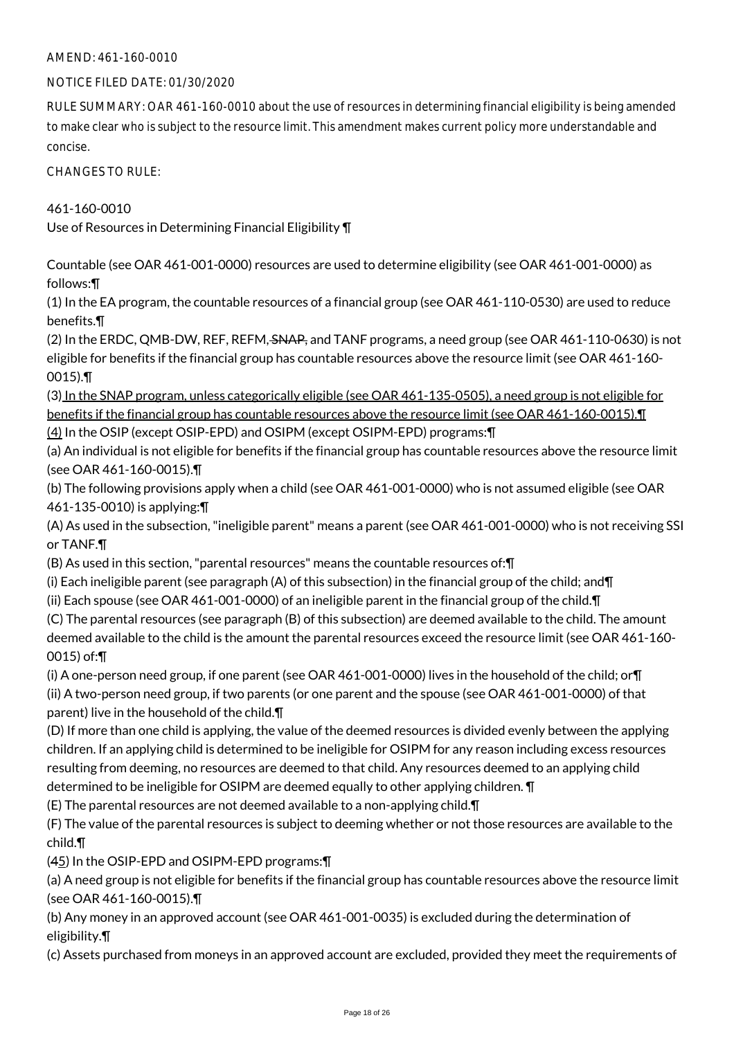AMEND: 461-160-0010

NOTICE FILED DATE: 01/30/2020

RULE SUMMARY: OAR 461-160-0010 about the use of resources in determining financial eligibility is being amended to make clear who is subject to the resource limit. This amendment makes current policy more understandable and concise.

CHANGES TO RULE:

461-160-0010
Use of Resources in Determining Financial Eligibility ¶

Countable (see OAR 461-001-0000) resources are used to determine eligibility (see OAR 461-001-0000) as follows:¶
(1) In the EA program, the countable resources of a financial group (see OAR 461-110-0530) are used to reduce benefits.¶
(2) In the ERDC, QMB-DW, REF, REFM, ~~SNAP,~~ and TANF programs, a need group (see OAR 461-110-0630) is not eligible for benefits if the financial group has countable resources above the resource limit (see OAR 461-160-0015).¶
(3) In the SNAP program, unless categorically eligible (see OAR 461-135-0505), a need group is not eligible for benefits if the financial group has countable resources above the resource limit (see OAR 461-160-0015).¶
(4) In the OSIP (except OSIP-EPD) and OSIPM (except OSIPM-EPD) programs:¶
(a) An individual is not eligible for benefits if the financial group has countable resources above the resource limit (see OAR 461-160-0015).¶
(b) The following provisions apply when a child (see OAR 461-001-0000) who is not assumed eligible (see OAR 461-135-0010) is applying:¶
(A) As used in the subsection, "ineligible parent" means a parent (see OAR 461-001-0000) who is not receiving SSI or TANF.¶
(B) As used in this section, "parental resources" means the countable resources of:¶
(i) Each ineligible parent (see paragraph (A) of this subsection) in the financial group of the child; and¶
(ii) Each spouse (see OAR 461-001-0000) of an ineligible parent in the financial group of the child.¶
(C) The parental resources (see paragraph (B) of this subsection) are deemed available to the child. The amount deemed available to the child is the amount the parental resources exceed the resource limit (see OAR 461-160-0015) of:¶
(i) A one-person need group, if one parent (see OAR 461-001-0000) lives in the household of the child; or¶
(ii) A two-person need group, if two parents (or one parent and the spouse (see OAR 461-001-0000) of that parent) live in the household of the child.¶
(D) If more than one child is applying, the value of the deemed resources is divided evenly between the applying children. If an applying child is determined to be ineligible for OSIPM for any reason including excess resources resulting from deeming, no resources are deemed to that child. Any resources deemed to an applying child determined to be ineligible for OSIPM are deemed equally to other applying children. ¶
(E) The parental resources are not deemed available to a non-applying child.¶
(F) The value of the parental resources is subject to deeming whether or not those resources are available to the child.¶
(~~4~~5) In the OSIP-EPD and OSIPM-EPD programs:¶
(a) A need group is not eligible for benefits if the financial group has countable resources above the resource limit (see OAR 461-160-0015).¶
(b) Any money in an approved account (see OAR 461-001-0035) is excluded during the determination of eligibility.¶
(c) Assets purchased from moneys in an approved account are excluded, provided they meet the requirements of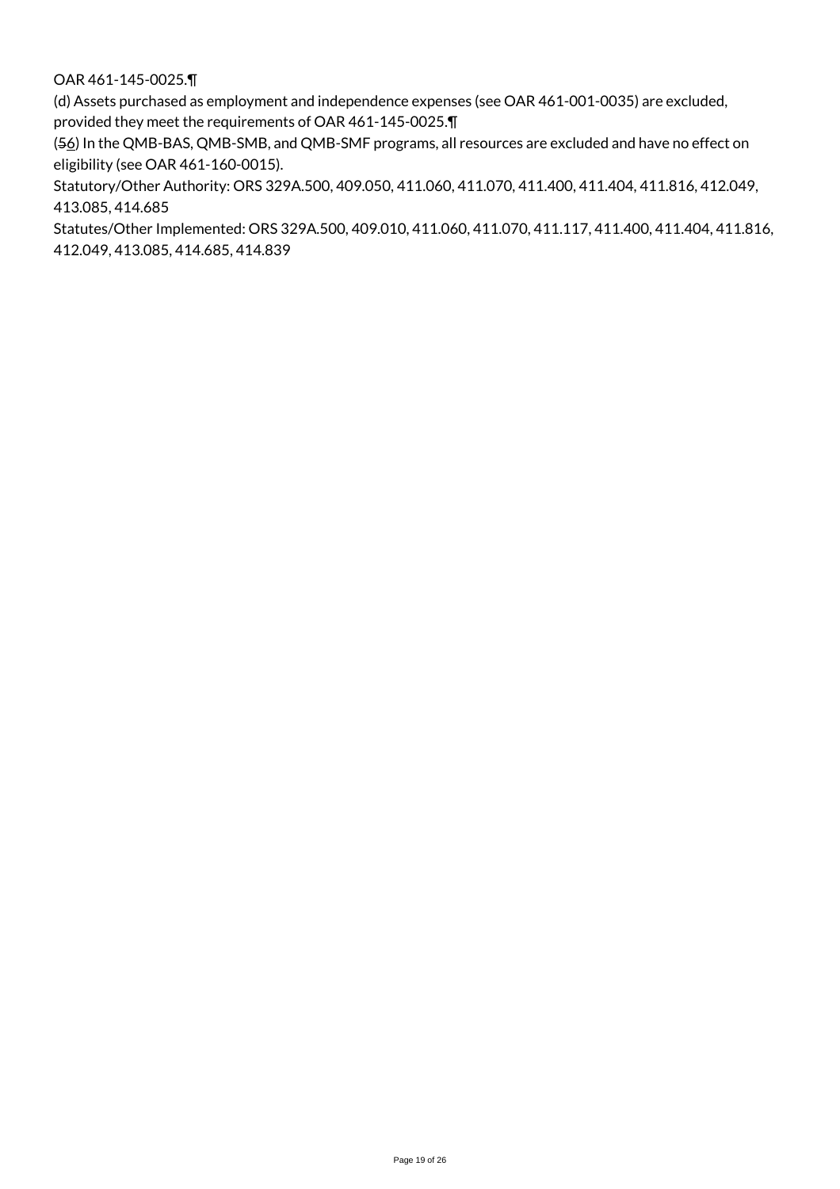OAR 461-145-0025.¶

(d) Assets purchased as employment and independence expenses (see OAR 461-001-0035) are excluded, provided they meet the requirements of OAR 461-145-0025.¶

(~~5~~6) In the QMB-BAS, QMB-SMB, and QMB-SMF programs, all resources are excluded and have no effect on eligibility (see OAR 461-160-0015).

Statutory/Other Authority: ORS 329A.500, 409.050, 411.060, 411.070, 411.400, 411.404, 411.816, 412.049, 413.085, 414.685

Statutes/Other Implemented: ORS 329A.500, 409.010, 411.060, 411.070, 411.117, 411.400, 411.404, 411.816, 412.049, 413.085, 414.685, 414.839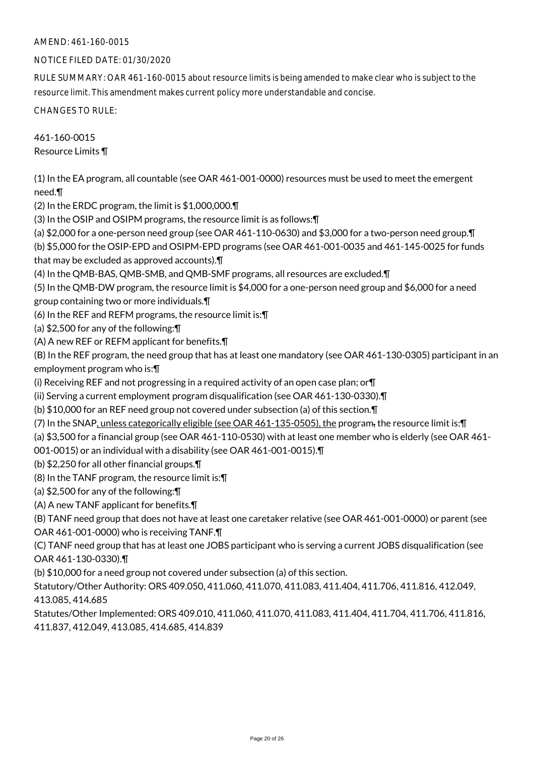AMEND: 461-160-0015

NOTICE FILED DATE: 01/30/2020

RULE SUMMARY: OAR 461-160-0015 about resource limits is being amended to make clear who is subject to the resource limit. This amendment makes current policy more understandable and concise.

CHANGES TO RULE:

461-160-0015
Resource Limits ¶

(1) In the EA program, all countable (see OAR 461-001-0000) resources must be used to meet the emergent need.¶
(2) In the ERDC program, the limit is $1,000,000.¶
(3) In the OSIP and OSIPM programs, the resource limit is as follows:¶
(a) $2,000 for a one-person need group (see OAR 461-110-0630) and $3,000 for a two-person need group.¶
(b) $5,000 for the OSIP-EPD and OSIPM-EPD programs (see OAR 461-001-0035 and 461-145-0025 for funds that may be excluded as approved accounts).¶
(4) In the QMB-BAS, QMB-SMB, and QMB-SMF programs, all resources are excluded.¶
(5) In the QMB-DW program, the resource limit is $4,000 for a one-person need group and $6,000 for a need group containing two or more individuals.¶
(6) In the REF and REFM programs, the resource limit is:¶
(a) $2,500 for any of the following:¶
(A) A new REF or REFM applicant for benefits.¶
(B) In the REF program, the need group that has at least one mandatory (see OAR 461-130-0305) participant in an employment program who is:¶
(i) Receiving REF and not progressing in a required activity of an open case plan; or¶
(ii) Serving a current employment program disqualification (see OAR 461-130-0330).¶
(b) $10,000 for an REF need group not covered under subsection (a) of this section.¶
(7) In the SNAP, unless categorically eligible (see OAR 461-135-0505), the program, the resource limit is:¶
(a) $3,500 for a financial group (see OAR 461-110-0530) with at least one member who is elderly (see OAR 461-001-0015) or an individual with a disability (see OAR 461-001-0015).¶
(b) $2,250 for all other financial groups.¶
(8) In the TANF program, the resource limit is:¶
(a) $2,500 for any of the following:¶
(A) A new TANF applicant for benefits.¶
(B) TANF need group that does not have at least one caretaker relative (see OAR 461-001-0000) or parent (see OAR 461-001-0000) who is receiving TANF.¶
(C) TANF need group that has at least one JOBS participant who is serving a current JOBS disqualification (see OAR 461-130-0330).¶
(b) $10,000 for a need group not covered under subsection (a) of this section.

Statutory/Other Authority: ORS 409.050, 411.060, 411.070, 411.083, 411.404, 411.706, 411.816, 412.049, 413.085, 414.685

Statutes/Other Implemented: ORS 409.010, 411.060, 411.070, 411.083, 411.404, 411.704, 411.706, 411.816, 411.837, 412.049, 413.085, 414.685, 414.839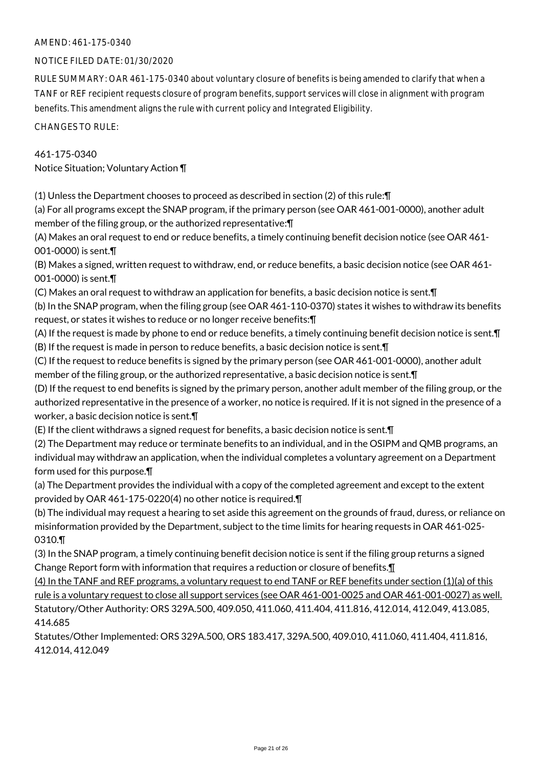AMEND: 461-175-0340

NOTICE FILED DATE: 01/30/2020

RULE SUMMARY: OAR 461-175-0340 about voluntary closure of benefits is being amended to clarify that when a TANF or REF recipient requests closure of program benefits, support services will close in alignment with program benefits. This amendment aligns the rule with current policy and Integrated Eligibility.

CHANGES TO RULE:

461-175-0340
Notice Situation; Voluntary Action ¶

(1) Unless the Department chooses to proceed as described in section (2) of this rule:¶
(a) For all programs except the SNAP program, if the primary person (see OAR 461-001-0000), another adult member of the filing group, or the authorized representative:¶
(A) Makes an oral request to end or reduce benefits, a timely continuing benefit decision notice (see OAR 461-001-0000) is sent.¶
(B) Makes a signed, written request to withdraw, end, or reduce benefits, a basic decision notice (see OAR 461-001-0000) is sent.¶
(C) Makes an oral request to withdraw an application for benefits, a basic decision notice is sent.¶
(b) In the SNAP program, when the filing group (see OAR 461-110-0370) states it wishes to withdraw its benefits request, or states it wishes to reduce or no longer receive benefits:¶
(A) If the request is made by phone to end or reduce benefits, a timely continuing benefit decision notice is sent.¶
(B) If the request is made in person to reduce benefits, a basic decision notice is sent.¶
(C) If the request to reduce benefits is signed by the primary person (see OAR 461-001-0000), another adult member of the filing group, or the authorized representative, a basic decision notice is sent.¶
(D) If the request to end benefits is signed by the primary person, another adult member of the filing group, or the authorized representative in the presence of a worker, no notice is required. If it is not signed in the presence of a worker, a basic decision notice is sent.¶
(E) If the client withdraws a signed request for benefits, a basic decision notice is sent.¶
(2) The Department may reduce or terminate benefits to an individual, and in the OSIPM and QMB programs, an individual may withdraw an application, when the individual completes a voluntary agreement on a Department form used for this purpose.¶
(a) The Department provides the individual with a copy of the completed agreement and except to the extent provided by OAR 461-175-0220(4) no other notice is required.¶
(b) The individual may request a hearing to set aside this agreement on the grounds of fraud, duress, or reliance on misinformation provided by the Department, subject to the time limits for hearing requests in OAR 461-025-0310.¶
(3) In the SNAP program, a timely continuing benefit decision notice is sent if the filing group returns a signed Change Report form with information that requires a reduction or closure of benefits.¶
<u>(4) In the TANF and REF programs, a voluntary request to end TANF or REF benefits under section (1)(a) of this rule is a voluntary request to close all support services (see OAR 461-001-0025 and OAR 461-001-0027) as well.</u>
Statutory/Other Authority: ORS 329A.500, 409.050, 411.060, 411.404, 411.816, 412.014, 412.049, 413.085, 414.685
Statutes/Other Implemented: ORS 329A.500, ORS 183.417, 329A.500, 409.010, 411.060, 411.404, 411.816, 412.014, 412.049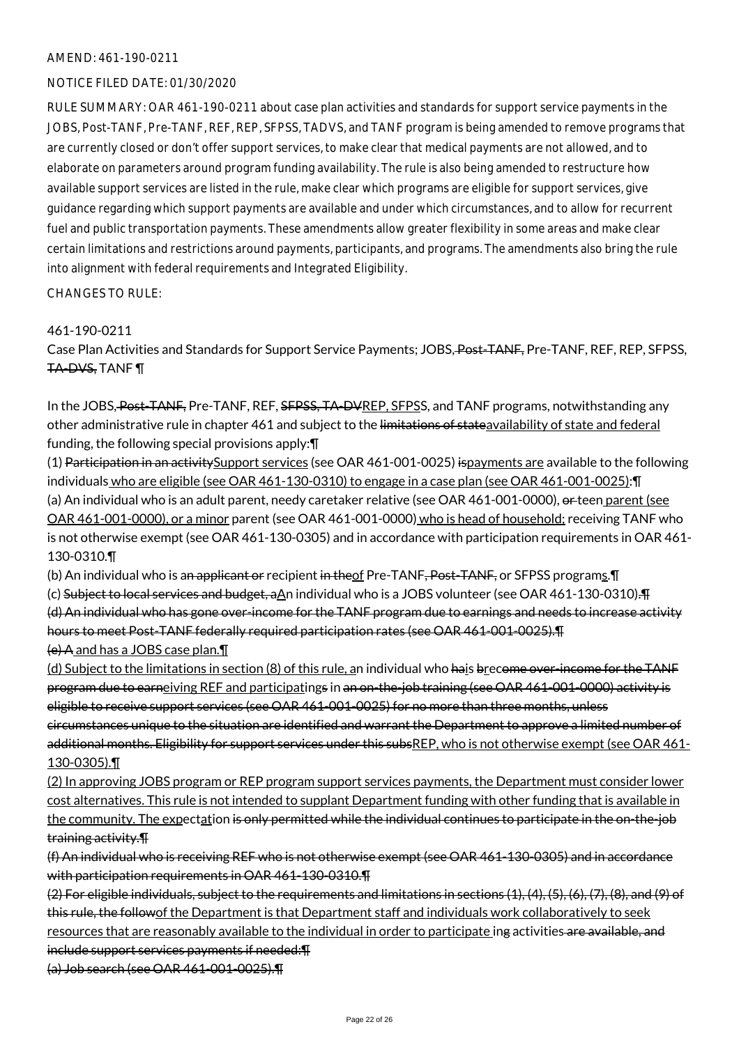AMEND: 461-190-0211

NOTICE FILED DATE: 01/30/2020

RULE SUMMARY: OAR 461-190-0211 about case plan activities and standards for support service payments in the JOBS, Post-TANF, Pre-TANF, REF, REP, SFPSS, TADVS, and TANF program is being amended to remove programs that are currently closed or don't offer support services, to make clear that medical payments are not allowed, and to elaborate on parameters around program funding availability. The rule is also being amended to restructure how available support services are listed in the rule, make clear which programs are eligible for support services, give guidance regarding which support payments are available and under which circumstances, and to allow for recurrent fuel and public transportation payments. These amendments allow greater flexibility in some areas and make clear certain limitations and restrictions around payments, participants, and programs. The amendments also bring the rule into alignment with federal requirements and Integrated Eligibility.

CHANGES TO RULE:

461-190-0211

Case Plan Activities and Standards for Support Service Payments; JOBS,~~ Post-TANF,~~ Pre-TANF, REF, REP, SFPSS, ~~TA-DVS,~~ TANF ¶

In the JOBS,~~ Post-TANF,~~ Pre-TANF, REF, ~~SFPSS, TA-DV~~<u>REP, SFPS</u>S, and TANF programs, notwithstanding any other administrative rule in chapter 461 and subject to the ~~limitations of state~~<u>availability of state and federal</u> funding, the following special provisions apply:¶

(1) ~~Participation in an activity~~<u>Support services</u> (see OAR 461-001-0025) ~~is~~<u>payments are</u> available to the following individuals<u> who are eligible (see OAR 461-130-0310) to engage in a case plan (see OAR 461-001-0025)</u>:¶

(a) An individual who is an adult parent, needy caretaker relative (see OAR 461-001-0000), ~~or~~ teen<u> parent (see OAR 461-001-0000), or a minor</u> parent (see OAR 461-001-0000)<u> who is head of household;</u> receiving TANF who is not otherwise exempt (see OAR 461-130-0305) and in accordance with participation requirements in OAR 461-130-0310.¶

(b) An individual who is a~~n applicant or~~ recipient ~~in the~~<u>of</u> Pre-TANF~~, Post-TANF,~~ or SFPSS program<u>s</u>.¶

(c) ~~Subject to local services and budget, a~~<u>A</u>n individual who is a JOBS volunteer (see OAR 461-130-0310)~~.¶~~

~~(d) An individual who has gone over-income for the TANF program due to earnings and needs to increase activity hours to meet Post-TANF federally required participation rates (see OAR 461-001-0025).¶~~

~~(e) A~~<u> and has a JOBS case plan.¶</u>

<u>(d) Subject to the limitations in section (8) of this rule, a</u>n individual who ~~ha~~<u>i</u>s ~~b~~<u>r</u>e~~come over-income for the TANF program due to earn~~<u>eiving REF and participat</u>ing~~s~~ in ~~an on-the-job training (see OAR 461-001-0000) activity is eligible to receive support services (see OAR 461-001-0025) for no more than three months, unless circumstances unique to the situation are identified and warrant the Department to approve a limited number of additional months. Eligibility for support services under this subs~~<u>REP, who is not otherwise exempt (see OAR 461-130-0305).¶</u>

<u>(2) In approving JOBS program or REP program support services payments, the Department must consider lower cost alternatives. This rule is not intended to supplant Department funding with other funding that is available in the community. The exp</u>ect<u>at</u>ion ~~is only permitted while the individual continues to participate in the on-the-job training activity.¶~~

~~(f) An individual who is receiving REF who is not otherwise exempt (see OAR 461-130-0305) and in accordance with participation requirements in OAR 461-130-0310.¶~~

~~(2) For eligible individuals, subject to the requirements and limitations in sections (1), (4), (5), (6), (7), (8), and (9) of this rule, the follow~~<u>of the Department is that Department staff and individuals work collaboratively to seek resources that are reasonably available to the individual in order to participate i</u>ng activities~~ are available, and include support services payments if needed:¶~~

~~(a) Job search (see OAR 461-001-0025).¶~~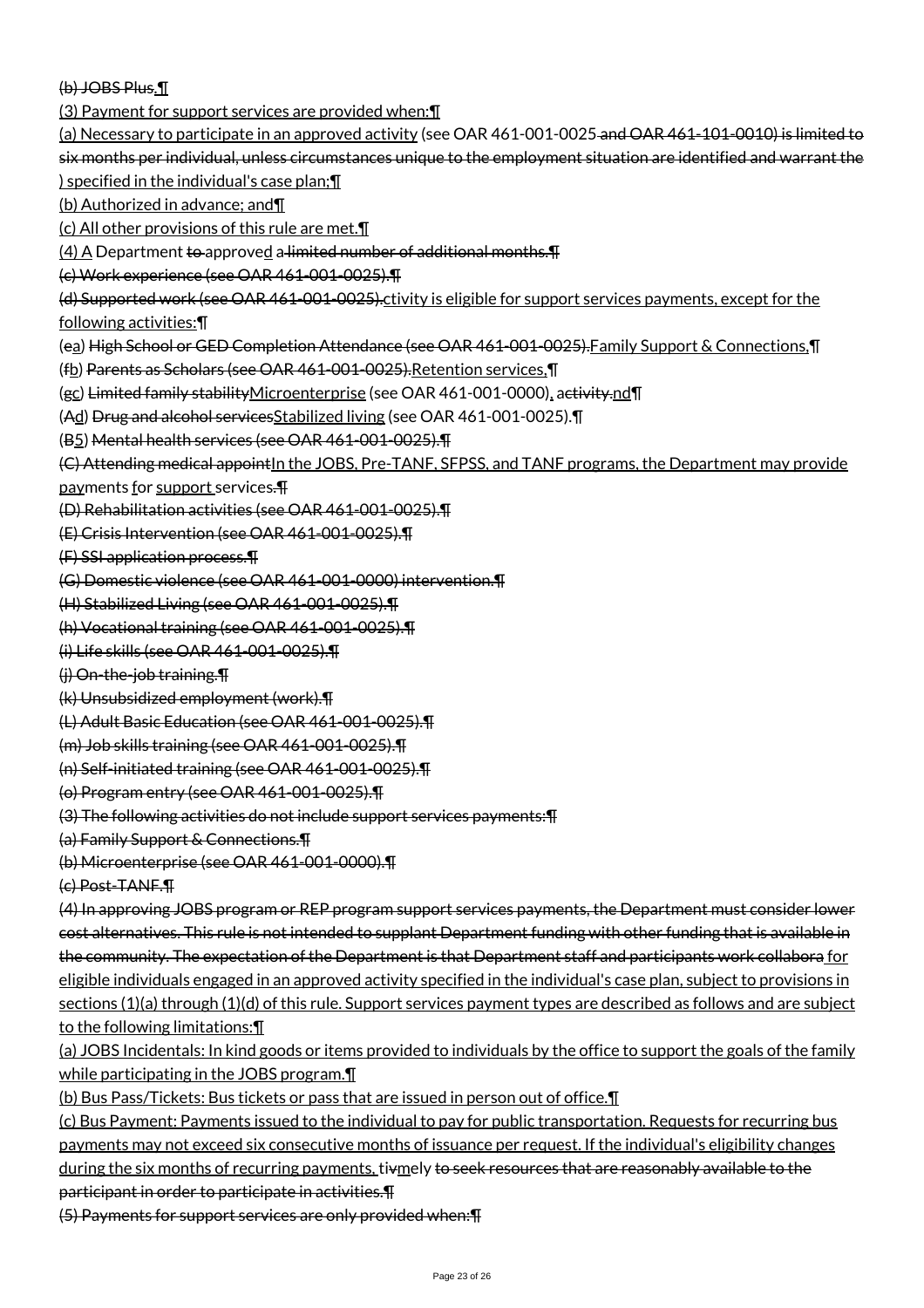~~(b) JOBS Plus.~~¶

(3) Payment for support services are provided when:¶

(a) Necessary to participate in an approved activity (see OAR 461-001-0025 ~~and OAR 461-101-0010) is limited to six months per individual, unless circumstances unique to the employment situation are identified and warrant the~~ ) specified in the individual's case plan;¶

(b) Authorized in advance; and¶

(c) All other provisions of this rule are met.¶

(4) A Department ~~to~~ approved a ~~limited number of additional months.¶~~

~~(c) Work experience (see OAR 461-001-0025).¶~~

~~(d) Supported work (see OAR 461-001-0025).~~ctivity is eligible for support services payments, except for the following activities:¶

(~~e~~a) ~~High School or GED Completion Attendance (see OAR 461-001-0025).~~Family Support & Connections,¶

(~~f~~b) ~~Parents as Scholars (see OAR 461-001-0025).~~Retention services,¶

(~~g~~c) ~~Limited family stability~~Microenterprise (see OAR 461-001-0000), ~~activity.~~nd¶

(~~A~~d) ~~Drug and alcohol services~~Stabilized living (see OAR 461-001-0025).¶

(~~B~~5) ~~Mental health services (see OAR 461-001-0025).¶~~

~~(C) Attending medical appoint~~In the JOBS, Pre-TANF, SFPSS, and TANF programs, the Department may provide payments for support services.~~¶~~

~~(D) Rehabilitation activities (see OAR 461-001-0025).¶~~

~~(E) Crisis Intervention (see OAR 461-001-0025).¶~~

~~(F) SSI application process.¶~~

~~(G) Domestic violence (see OAR 461-001-0000) intervention.¶~~

~~(H) Stabilized Living (see OAR 461-001-0025).¶~~

~~(h) Vocational training (see OAR 461-001-0025).¶~~

~~(i) Life skills (see OAR 461-001-0025).¶~~

~~(j) On-the-job training.¶~~

~~(k) Unsubsidized employment (work).¶~~

~~(L) Adult Basic Education (see OAR 461-001-0025).¶~~

~~(m) Job skills training (see OAR 461-001-0025).¶~~

~~(n) Self-initiated training (see OAR 461-001-0025).¶~~

~~(o) Program entry (see OAR 461-001-0025).¶~~

~~(3) The following activities do not include support services payments:¶~~

~~(a) Family Support & Connections.¶~~

~~(b) Microenterprise (see OAR 461-001-0000).¶~~

~~(c) Post-TANF.¶~~

~~(4) In approving JOBS program or REP program support services payments, the Department must consider lower cost alternatives. This rule is not intended to supplant Department funding with other funding that is available in the community. The expectation of the Department is that Department staff and participants work collabora~~ for eligible individuals engaged in an approved activity specified in the individual's case plan, subject to provisions in sections (1)(a) through (1)(d) of this rule. Support services payment types are described as follows and are subject to the following limitations:¶

(a) JOBS Incidentals: In kind goods or items provided to individuals by the office to support the goals of the family while participating in the JOBS program.¶

(b) Bus Pass/Tickets: Bus tickets or pass that are issued in person out of office.¶

(c) Bus Payment: Payments issued to the individual to pay for public transportation. Requests for recurring bus payments may not exceed six consecutive months of issuance per request. If the individual's eligibility changes during the six months of recurring payments, ti~~v~~mely ~~to seek resources that are reasonably available to the participant in order to participate in activities.¶~~

~~(5) Payments for support services are only provided when:¶~~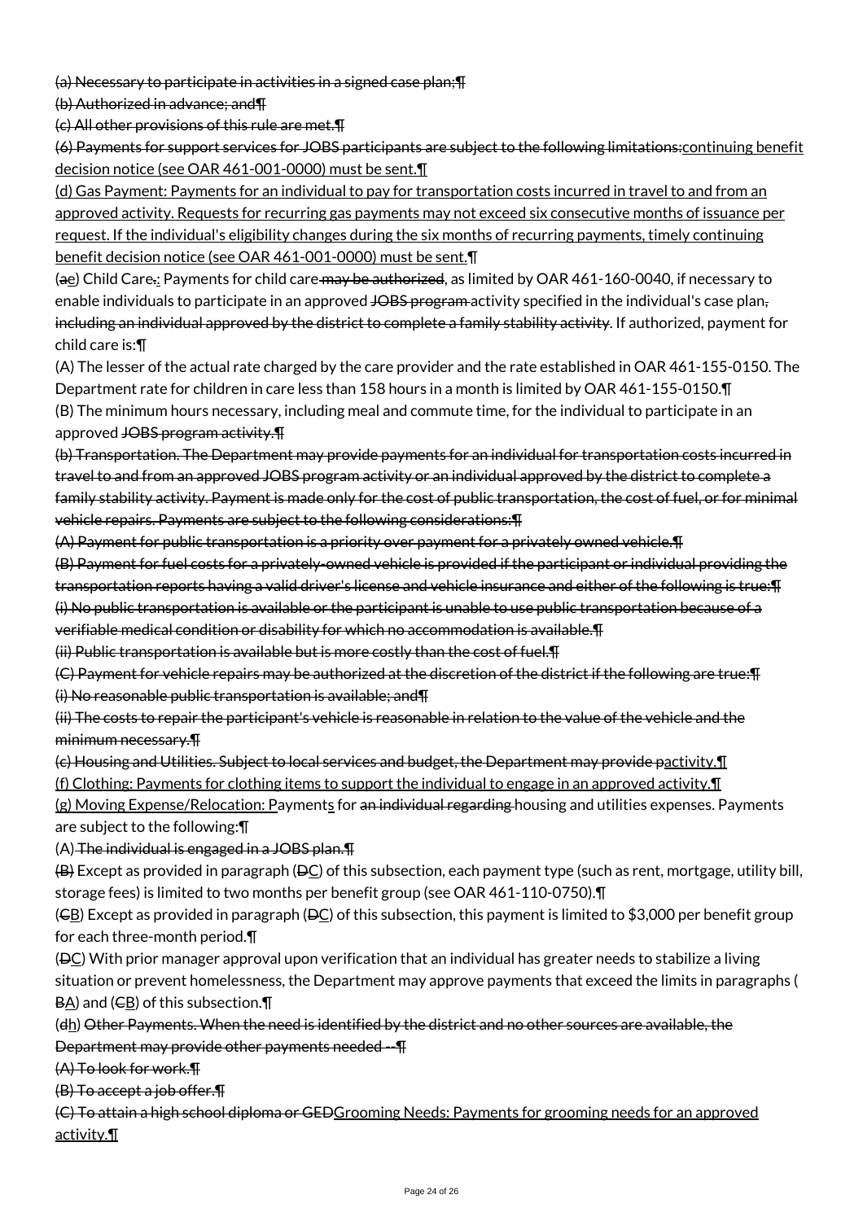~~(a) Necessary to participate in activities in a signed case plan;~~¶

~~(b) Authorized in advance; and~~¶

~~(c) All other provisions of this rule are met.~~¶

~~(6) Payments for support services for JOBS participants are subject to the following limitations:~~continuing benefit decision notice (see OAR 461-001-0000) must be sent.¶

(d) Gas Payment: Payments for an individual to pay for transportation costs incurred in travel to and from an approved activity. Requests for recurring gas payments may not exceed six consecutive months of issuance per request. If the individual's eligibility changes during the six months of recurring payments, timely continuing benefit decision notice (see OAR 461-001-0000) must be sent.¶

(~~a~~e) Child Care~~.~~: Payments for child care ~~may be authorized~~, as limited by OAR 461-160-0040, if necessary to enable individuals to participate in an approved ~~JOBS program~~ activity specified in the individual's case plan~~, including an individual approved by the district to complete a family stability activity~~. If authorized, payment for child care is:¶

(A) The lesser of the actual rate charged by the care provider and the rate established in OAR 461-155-0150. The Department rate for children in care less than 158 hours in a month is limited by OAR 461-155-0150.¶

(B) The minimum hours necessary, including meal and commute time, for the individual to participate in an approved ~~JOBS program activity.~~¶

~~(b) Transportation. The Department may provide payments for an individual for transportation costs incurred in travel to and from an approved JOBS program activity or an individual approved by the district to complete a family stability activity. Payment is made only for the cost of public transportation, the cost of fuel, or for minimal vehicle repairs. Payments are subject to the following considerations:~~¶

~~(A) Payment for public transportation is a priority over payment for a privately owned vehicle.~~¶

~~(B) Payment for fuel costs for a privately-owned vehicle is provided if the participant or individual providing the transportation reports having a valid driver's license and vehicle insurance and either of the following is true:~~¶

~~(i) No public transportation is available or the participant is unable to use public transportation because of a verifiable medical condition or disability for which no accommodation is available.~~¶

~~(ii) Public transportation is available but is more costly than the cost of fuel.~~¶

~~(C) Payment for vehicle repairs may be authorized at the discretion of the district if the following are true:~~¶

~~(i) No reasonable public transportation is available; and~~¶

~~(ii) The costs to repair the participant's vehicle is reasonable in relation to the value of the vehicle and the minimum necessary.~~¶

~~(c) Housing and Utilities. Subject to local services and budget, the Department may provide p~~activity.¶

(f) Clothing: Payments for clothing items to support the individual to engage in an approved activity.¶

(g) Moving Expense/Relocation: Payments for ~~an individual regarding~~ housing and utilities expenses. Payments are subject to the following:¶

(A) ~~The individual is engaged in a JOBS plan.~~¶

~~(B)~~ Except as provided in paragraph (~~D~~C) of this subsection, each payment type (such as rent, mortgage, utility bill, storage fees) is limited to two months per benefit group (see OAR 461-110-0750).¶

(~~C~~B) Except as provided in paragraph (~~D~~C) of this subsection, this payment is limited to $3,000 per benefit group for each three-month period.¶

(~~D~~C) With prior manager approval upon verification that an individual has greater needs to stabilize a living situation or prevent homelessness, the Department may approve payments that exceed the limits in paragraphs (~~B~~A) and (~~C~~B) of this subsection.¶

(~~d~~h) ~~Other Payments. When the need is identified by the district and no other sources are available, the Department may provide other payments needed --~~¶

~~(A) To look for work.~~¶

~~(B) To accept a job offer.~~¶

~~(C) To attain a high school diploma or GED~~Grooming Needs: Payments for grooming needs for an approved activity.¶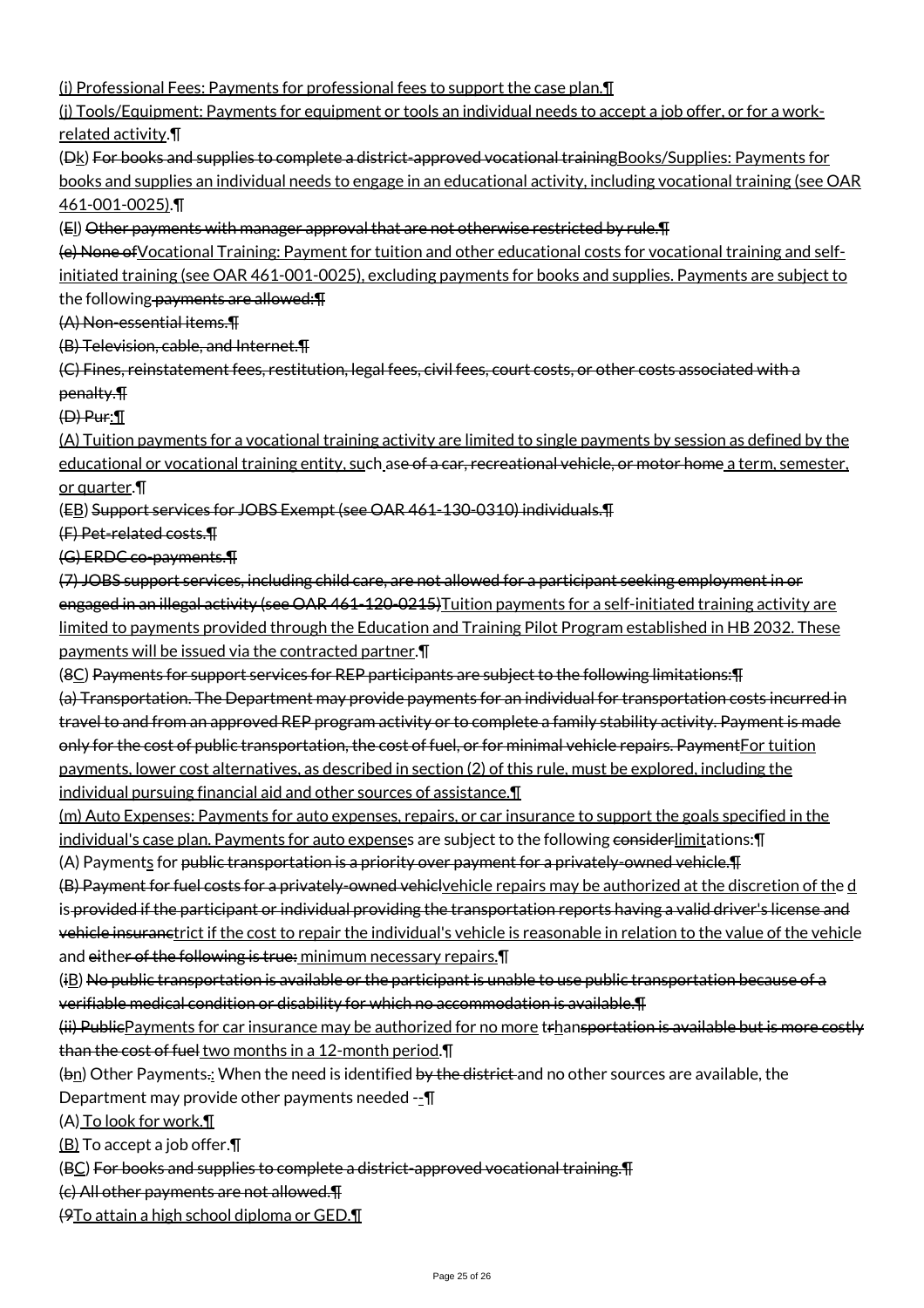(i) Professional Fees: Payments for professional fees to support the case plan.¶

(j) Tools/Equipment: Payments for equipment or tools an individual needs to accept a job offer, or for a work-related activity.¶

(Dk) For books and supplies to complete a district-approved vocational trainingBooks/Supplies: Payments for books and supplies an individual needs to engage in an educational activity, including vocational training (see OAR 461-001-0025).¶

(El) Other payments with manager approval that are not otherwise restricted by rule.¶

(e) None ofVocational Training: Payment for tuition and other educational costs for vocational training and self-initiated training (see OAR 461-001-0025), excluding payments for books and supplies. Payments are subject to the following payments are allowed:¶

(A) Non-essential items.¶

(B) Television, cable, and Internet.¶

(C) Fines, reinstatement fees, restitution, legal fees, civil fees, court costs, or other costs associated with a penalty.¶

(D) Pur:¶

(A) Tuition payments for a vocational training activity are limited to single payments by session as defined by the educational or vocational training entity, such ase of a car, recreational vehicle, or motor home a term, semester, or quarter.¶

(EB) Support services for JOBS Exempt (see OAR 461-130-0310) individuals.¶

(F) Pet-related costs.¶

(G) ERDC co-payments.¶

(7) JOBS support services, including child care, are not allowed for a participant seeking employment in or engaged in an illegal activity (see OAR 461-120-0215)Tuition payments for a self-initiated training activity are limited to payments provided through the Education and Training Pilot Program established in HB 2032. These payments will be issued via the contracted partner.¶

(8C) Payments for support services for REP participants are subject to the following limitations:¶

(a) Transportation. The Department may provide payments for an individual for transportation costs incurred in travel to and from an approved REP program activity or to complete a family stability activity. Payment is made only for the cost of public transportation, the cost of fuel, or for minimal vehicle repairs. PaymentFor tuition payments, lower cost alternatives, as described in section (2) of this rule, must be explored, including the individual pursuing financial aid and other sources of assistance.¶

(m) Auto Expenses: Payments for auto expenses, repairs, or car insurance to support the goals specified in the individual's case plan. Payments for auto expenses are subject to the following considerlimitations:¶

(A) Payments for public transportation is a priority over payment for a privately-owned vehicle.¶

(B) Payment for fuel costs for a privately-owned vehiclvehicle repairs may be authorized at the discretion of the d is provided if the participant or individual providing the transportation reports having a valid driver's license and vehicle insurancetrict if the cost to repair the individual's vehicle is reasonable in relation to the value of the vehicle and either of the following is true: minimum necessary repairs.¶

(iB) No public transportation is available or the participant is unable to use public transportation because of a verifiable medical condition or disability for which no accommodation is available.¶

(ii) PublicPayments for car insurance may be authorized for no more trhansportation is available but is more costly than the cost of fuel two months in a 12-month period.¶

(bn) Other Payments.: When the need is identified by the district and no other sources are available, the Department may provide other payments needed --¶

(A) To look for work.¶

(B) To accept a job offer.¶

(BC) For books and supplies to complete a district-approved vocational training.¶

(c) All other payments are not allowed.¶

(9To attain a high school diploma or GED.¶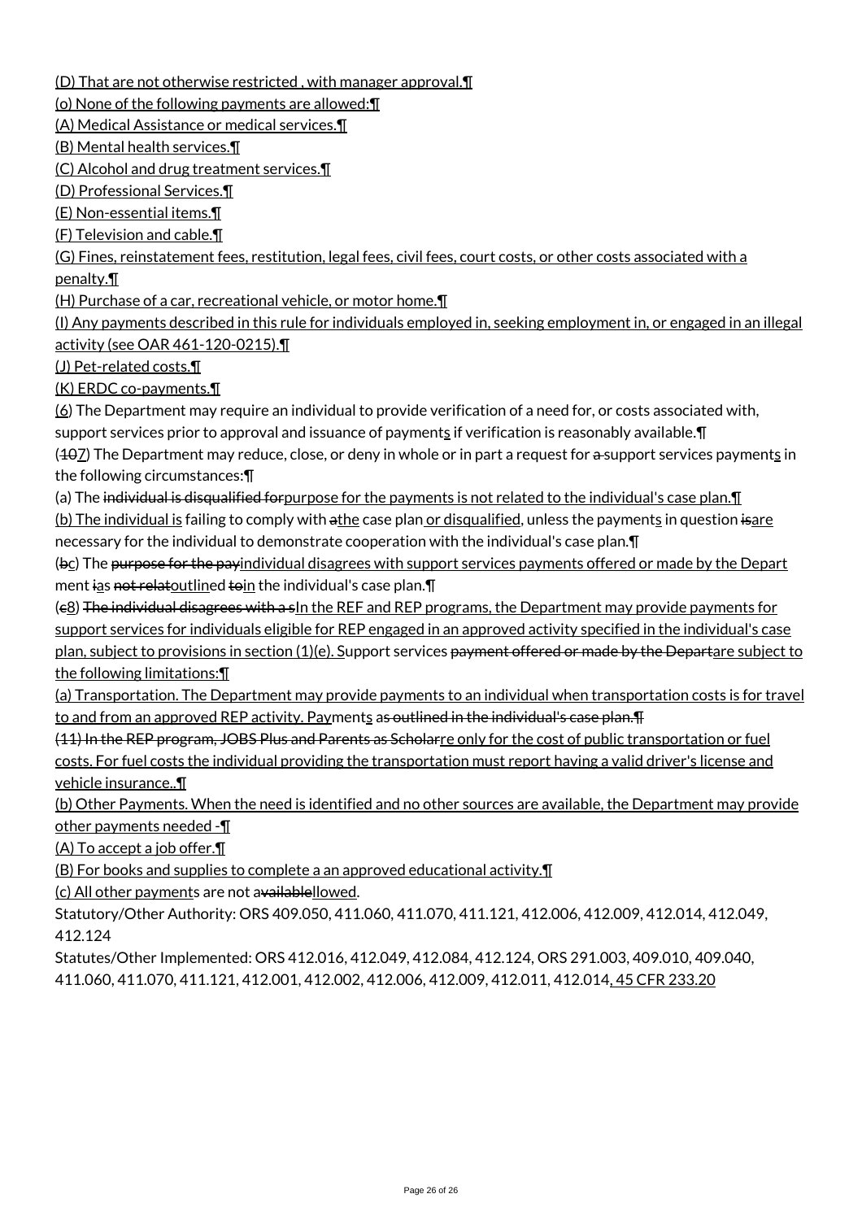(D) That are not otherwise restricted , with manager approval.¶

(o) None of the following payments are allowed:¶

(A) Medical Assistance or medical services.¶

(B) Mental health services.¶

(C) Alcohol and drug treatment services.¶

(D) Professional Services.¶

(E) Non-essential items.¶

(F) Television and cable.¶

(G) Fines, reinstatement fees, restitution, legal fees, civil fees, court costs, or other costs associated with a penalty.¶

(H) Purchase of a car, recreational vehicle, or motor home.¶

(I) Any payments described in this rule for individuals employed in, seeking employment in, or engaged in an illegal activity (see OAR 461-120-0215).¶

(J) Pet-related costs.¶

(K) ERDC co-payments.¶

(6) The Department may require an individual to provide verification of a need for, or costs associated with, support services prior to approval and issuance of payments if verification is reasonably available.¶

(107) The Department may reduce, close, or deny in whole or in part a request for a support services payments in the following circumstances:¶

(a) The individual is disqualified forpurpose for the payments is not related to the individual's case plan.¶

(b) The individual is failing to comply with athe case plan or disqualified, unless the payments in question isare necessary for the individual to demonstrate cooperation with the individual's case plan.¶

(bc) The purpose for the payindividual disagrees with support services payments offered or made by the Department ias not relatoutlined toin the individual's case plan.¶

(c8) The individual disagrees with a sIn the REF and REP programs, the Department may provide payments for support services for individuals eligible for REP engaged in an approved activity specified in the individual's case plan, subject to provisions in section (1)(e). Support services payment offered or made by the Departare subject to the following limitations:¶

(a) Transportation. The Department may provide payments to an individual when transportation costs is for travel to and from an approved REP activity. Payments as outlined in the individual's case plan.¶

(11) In the REP program, JOBS Plus and Parents as Scholarre only for the cost of public transportation or fuel costs. For fuel costs the individual providing the transportation must report having a valid driver's license and vehicle insurance..¶

(b) Other Payments. When the need is identified and no other sources are available, the Department may provide other payments needed -¶

(A) To accept a job offer.¶

(B) For books and supplies to complete a an approved educational activity.¶

(c) All other payments are not availablellowed.

Statutory/Other Authority: ORS 409.050, 411.060, 411.070, 411.121, 412.006, 412.009, 412.014, 412.049, 412.124

Statutes/Other Implemented: ORS 412.016, 412.049, 412.084, 412.124, ORS 291.003, 409.010, 409.040, 411.060, 411.070, 411.121, 412.001, 412.002, 412.006, 412.009, 412.011, 412.014, 45 CFR 233.20